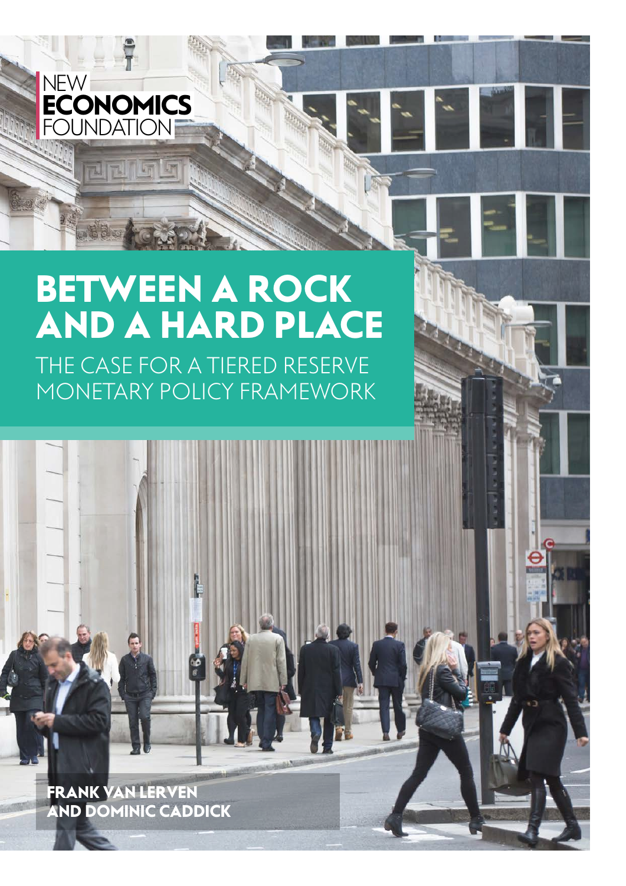NEW
**ECONOMICS**
FOUNDATION

# BETWEEN A ROCK AND A HARD PLACE

## THE CASE FOR A TIERED RESERVE MONETARY POLICY FRAMEWORK

**FRANK VAN LERVEN AND DOMINIC CADDICK**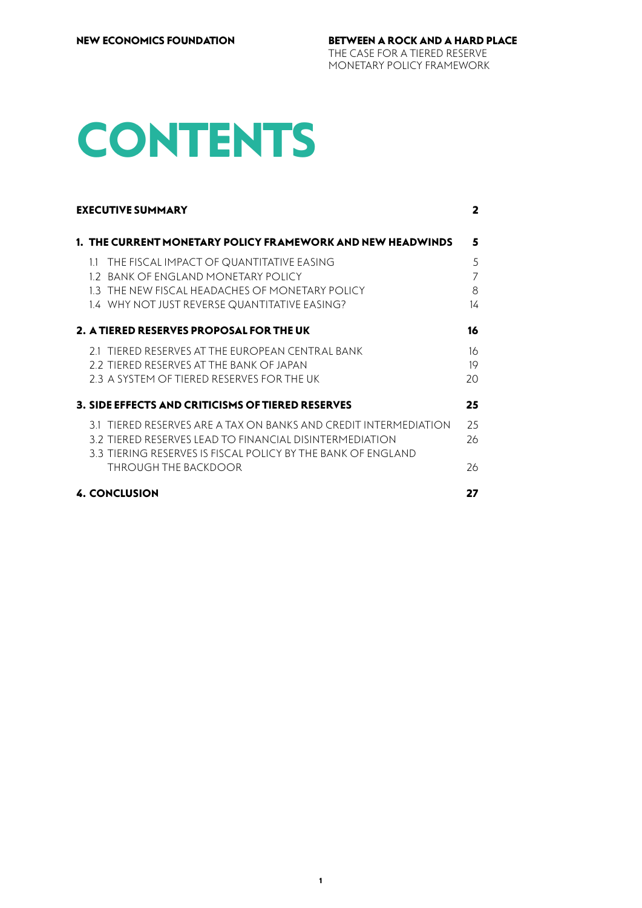# CONTENTS

| | |
|---|---|
| **EXECUTIVE SUMMARY** | **2** |
| **1. THE CURRENT MONETARY POLICY FRAMEWORK AND NEW HEADWINDS** | **5** |
| 1.1 THE FISCAL IMPACT OF QUANTITATIVE EASING | 5 |
| 1.2 BANK OF ENGLAND MONETARY POLICY | 7 |
| 1.3 THE NEW FISCAL HEADACHES OF MONETARY POLICY | 8 |
| 1.4 WHY NOT JUST REVERSE QUANTITATIVE EASING? | 14 |
| **2. A TIERED RESERVES PROPOSAL FOR THE UK** | **16** |
| 2.1 TIERED RESERVES AT THE EUROPEAN CENTRAL BANK | 16 |
| 2.2 TIERED RESERVES AT THE BANK OF JAPAN | 19 |
| 2.3 A SYSTEM OF TIERED RESERVES FOR THE UK | 20 |
| **3. SIDE EFFECTS AND CRITICISMS OF TIERED RESERVES** | **25** |
| 3.1 TIERED RESERVES ARE A TAX ON BANKS AND CREDIT INTERMEDIATION | 25 |
| 3.2 TIERED RESERVES LEAD TO FINANCIAL DISINTERMEDIATION | 26 |
| 3.3 TIERING RESERVES IS FISCAL POLICY BY THE BANK OF ENGLAND THROUGH THE BACKDOOR | 26 |
| **4. CONCLUSION** | **27** |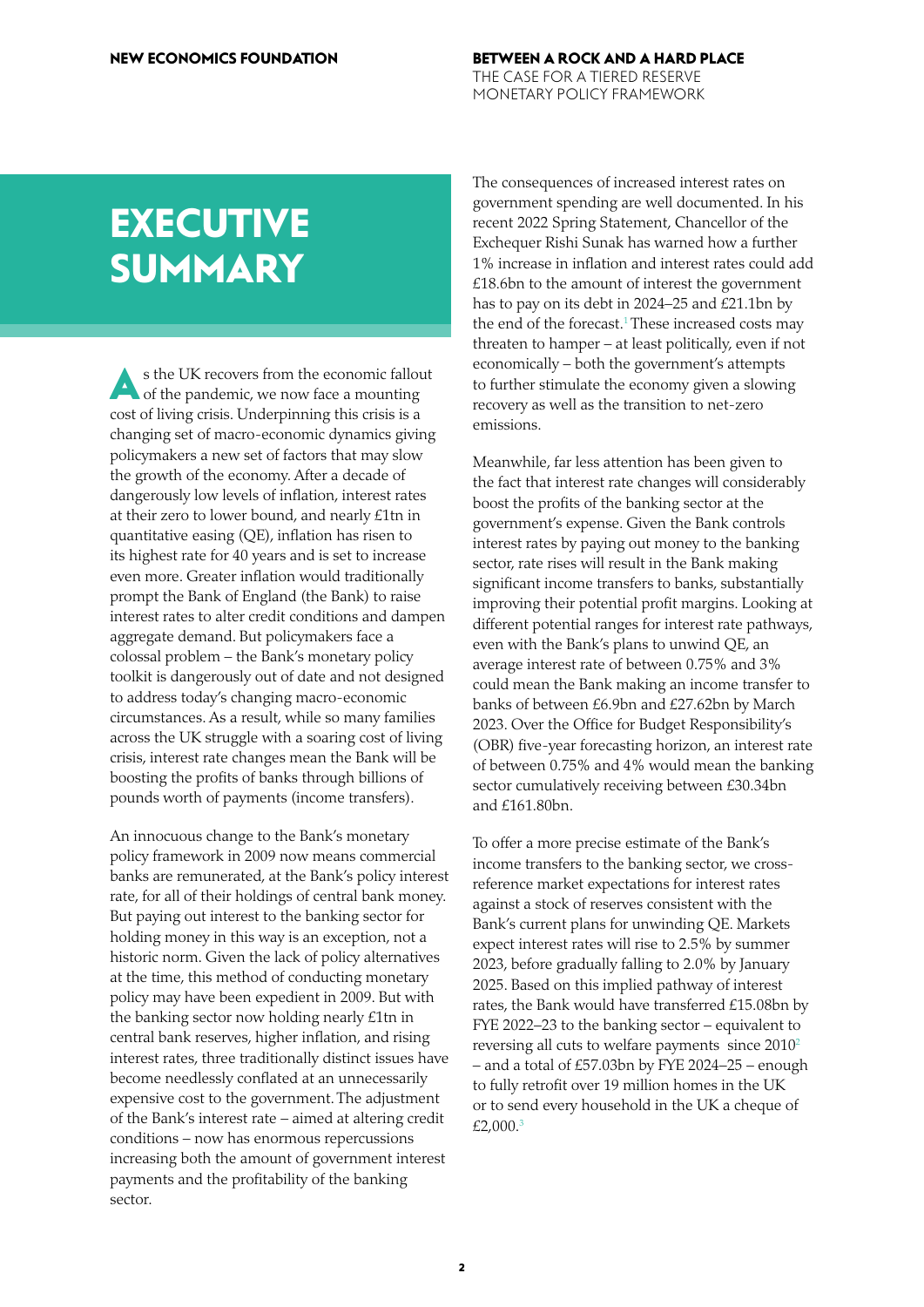# EXECUTIVE SUMMARY

As the UK recovers from the economic fallout of the pandemic, we now face a mounting cost of living crisis. Underpinning this crisis is a changing set of macro-economic dynamics giving policymakers a new set of factors that may slow the growth of the economy. After a decade of dangerously low levels of inflation, interest rates at their zero to lower bound, and nearly £1tn in quantitative easing (QE), inflation has risen to its highest rate for 40 years and is set to increase even more. Greater inflation would traditionally prompt the Bank of England (the Bank) to raise interest rates to alter credit conditions and dampen aggregate demand. But policymakers face a colossal problem – the Bank's monetary policy toolkit is dangerously out of date and not designed to address today's changing macro-economic circumstances. As a result, while so many families across the UK struggle with a soaring cost of living crisis, interest rate changes mean the Bank will be boosting the profits of banks through billions of pounds worth of payments (income transfers).

An innocuous change to the Bank's monetary policy framework in 2009 now means commercial banks are remunerated, at the Bank's policy interest rate, for all of their holdings of central bank money. But paying out interest to the banking sector for holding money in this way is an exception, not a historic norm. Given the lack of policy alternatives at the time, this method of conducting monetary policy may have been expedient in 2009. But with the banking sector now holding nearly £1tn in central bank reserves, higher inflation, and rising interest rates, three traditionally distinct issues have become needlessly conflated at an unnecessarily expensive cost to the government. The adjustment of the Bank's interest rate – aimed at altering credit conditions – now has enormous repercussions increasing both the amount of government interest payments and the profitability of the banking sector.

The consequences of increased interest rates on government spending are well documented. In his recent 2022 Spring Statement, Chancellor of the Exchequer Rishi Sunak has warned how a further 1% increase in inflation and interest rates could add £18.6bn to the amount of interest the government has to pay on its debt in 2024–25 and £21.1bn by the end of the forecast.[1] These increased costs may threaten to hamper – at least politically, even if not economically – both the government's attempts to further stimulate the economy given a slowing recovery as well as the transition to net-zero emissions.

Meanwhile, far less attention has been given to the fact that interest rate changes will considerably boost the profits of the banking sector at the government's expense. Given the Bank controls interest rates by paying out money to the banking sector, rate rises will result in the Bank making significant income transfers to banks, substantially improving their potential profit margins. Looking at different potential ranges for interest rate pathways, even with the Bank's plans to unwind QE, an average interest rate of between 0.75% and 3% could mean the Bank making an income transfer to banks of between £6.9bn and £27.62bn by March 2023. Over the Office for Budget Responsibility's (OBR) five-year forecasting horizon, an interest rate of between 0.75% and 4% would mean the banking sector cumulatively receiving between £30.34bn and £161.80bn.

To offer a more precise estimate of the Bank's income transfers to the banking sector, we cross-reference market expectations for interest rates against a stock of reserves consistent with the Bank's current plans for unwinding QE. Markets expect interest rates will rise to 2.5% by summer 2023, before gradually falling to 2.0% by January 2025. Based on this implied pathway of interest rates, the Bank would have transferred £15.08bn by FYE 2022–23 to the banking sector – equivalent to reversing all cuts to welfare payments since 2010[2] – and a total of £57.03bn by FYE 2024–25 – enough to fully retrofit over 19 million homes in the UK or to send every household in the UK a cheque of £2,000.[3]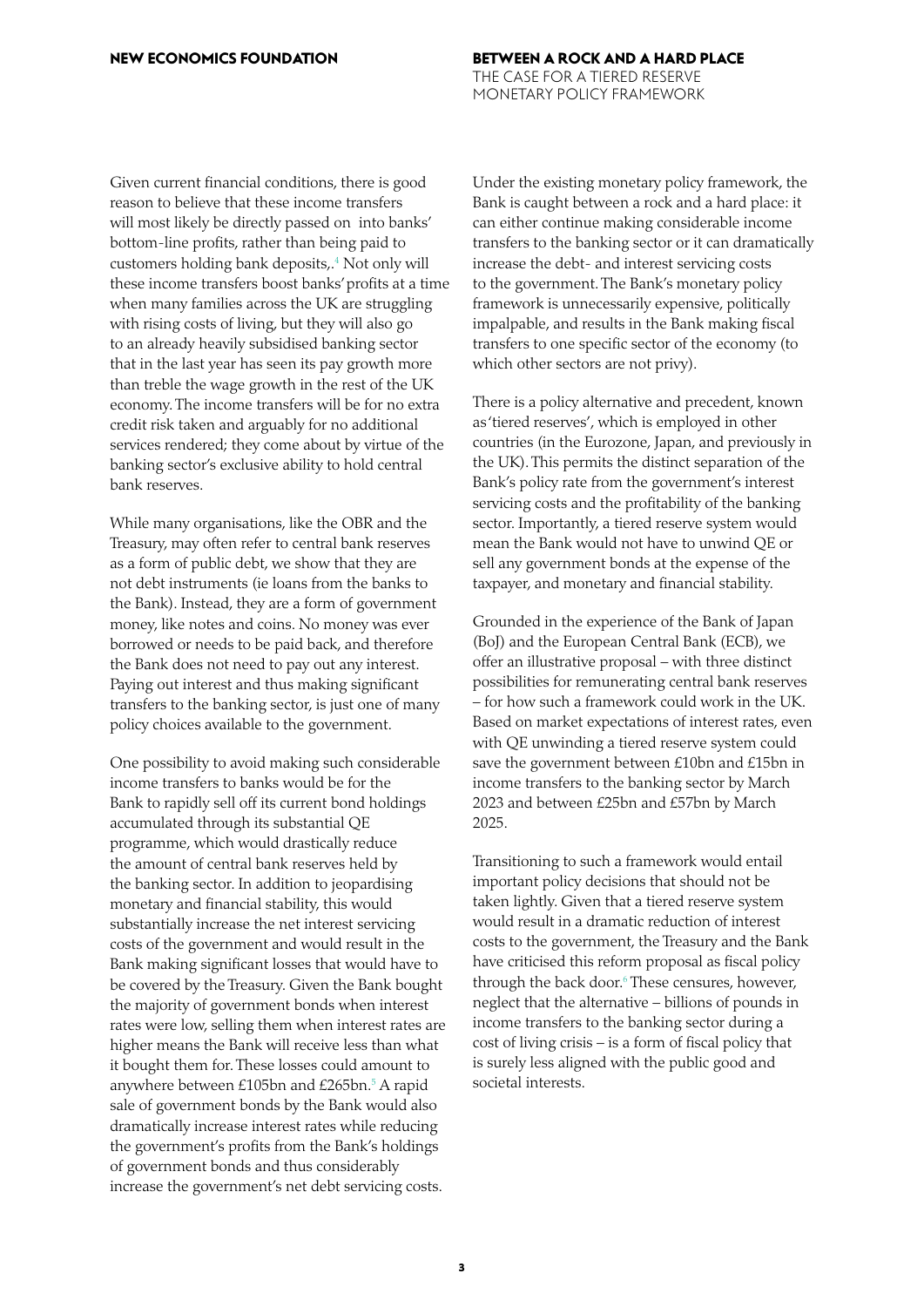Given current financial conditions, there is good reason to believe that these income transfers will most likely be directly passed on into banks' bottom-line profits, rather than being paid to customers holding bank deposits,.[4] Not only will these income transfers boost banks' profits at a time when many families across the UK are struggling with rising costs of living, but they will also go to an already heavily subsidised banking sector that in the last year has seen its pay growth more than treble the wage growth in the rest of the UK economy. The income transfers will be for no extra credit risk taken and arguably for no additional services rendered; they come about by virtue of the banking sector's exclusive ability to hold central bank reserves.

While many organisations, like the OBR and the Treasury, may often refer to central bank reserves as a form of public debt, we show that they are not debt instruments (ie loans from the banks to the Bank). Instead, they are a form of government money, like notes and coins. No money was ever borrowed or needs to be paid back, and therefore the Bank does not need to pay out any interest. Paying out interest and thus making significant transfers to the banking sector, is just one of many policy choices available to the government.

One possibility to avoid making such considerable income transfers to banks would be for the Bank to rapidly sell off its current bond holdings accumulated through its substantial QE programme, which would drastically reduce the amount of central bank reserves held by the banking sector. In addition to jeopardising monetary and financial stability, this would substantially increase the net interest servicing costs of the government and would result in the Bank making significant losses that would have to be covered by the Treasury. Given the Bank bought the majority of government bonds when interest rates were low, selling them when interest rates are higher means the Bank will receive less than what it bought them for. These losses could amount to anywhere between £105bn and £265bn.[5] A rapid sale of government bonds by the Bank would also dramatically increase interest rates while reducing the government's profits from the Bank's holdings of government bonds and thus considerably increase the government's net debt servicing costs.

Under the existing monetary policy framework, the Bank is caught between a rock and a hard place: it can either continue making considerable income transfers to the banking sector or it can dramatically increase the debt- and interest servicing costs to the government. The Bank's monetary policy framework is unnecessarily expensive, politically impalpable, and results in the Bank making fiscal transfers to one specific sector of the economy (to which other sectors are not privy).

There is a policy alternative and precedent, known as 'tiered reserves', which is employed in other countries (in the Eurozone, Japan, and previously in the UK). This permits the distinct separation of the Bank's policy rate from the government's interest servicing costs and the profitability of the banking sector. Importantly, a tiered reserve system would mean the Bank would not have to unwind QE or sell any government bonds at the expense of the taxpayer, and monetary and financial stability.

Grounded in the experience of the Bank of Japan (BoJ) and the European Central Bank (ECB), we offer an illustrative proposal – with three distinct possibilities for remunerating central bank reserves – for how such a framework could work in the UK. Based on market expectations of interest rates, even with QE unwinding a tiered reserve system could save the government between £10bn and £15bn in income transfers to the banking sector by March 2023 and between £25bn and £57bn by March 2025.

Transitioning to such a framework would entail important policy decisions that should not be taken lightly. Given that a tiered reserve system would result in a dramatic reduction of interest costs to the government, the Treasury and the Bank have criticised this reform proposal as fiscal policy through the back door.[6] These censures, however, neglect that the alternative – billions of pounds in income transfers to the banking sector during a cost of living crisis – is a form of fiscal policy that is surely less aligned with the public good and societal interests.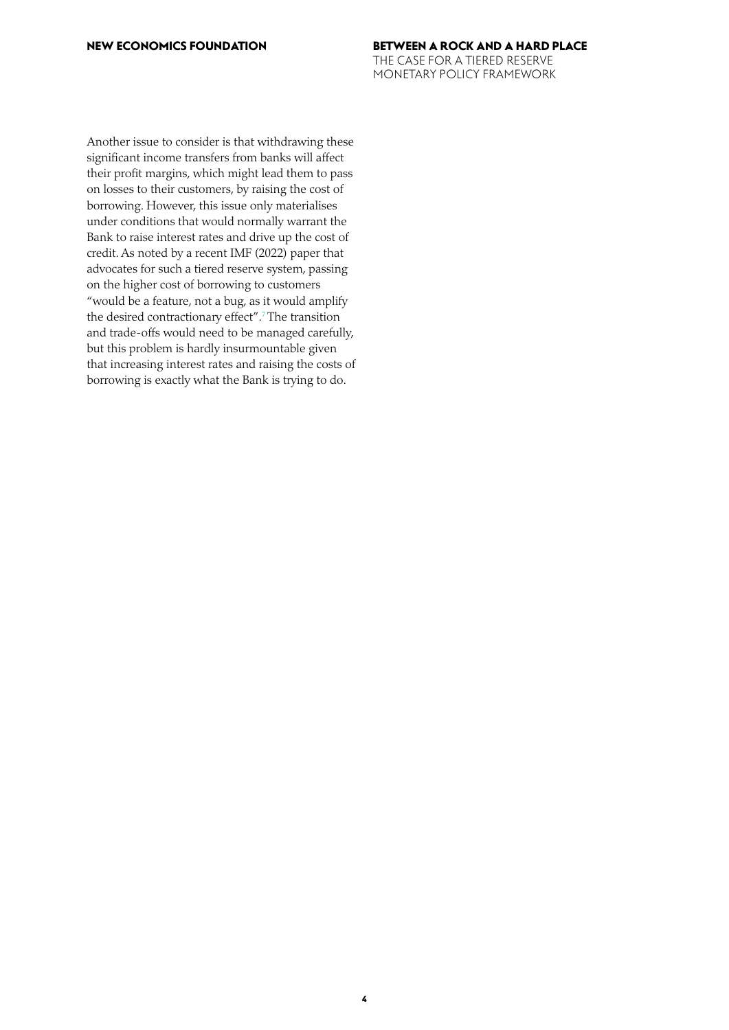Another issue to consider is that withdrawing these significant income transfers from banks will affect their profit margins, which might lead them to pass on losses to their customers, by raising the cost of borrowing. However, this issue only materialises under conditions that would normally warrant the Bank to raise interest rates and drive up the cost of credit. As noted by a recent IMF (2022) paper that advocates for such a tiered reserve system, passing on the higher cost of borrowing to customers "would be a feature, not a bug, as it would amplify the desired contractionary effect".[7] The transition and trade-offs would need to be managed carefully, but this problem is hardly insurmountable given that increasing interest rates and raising the costs of borrowing is exactly what the Bank is trying to do.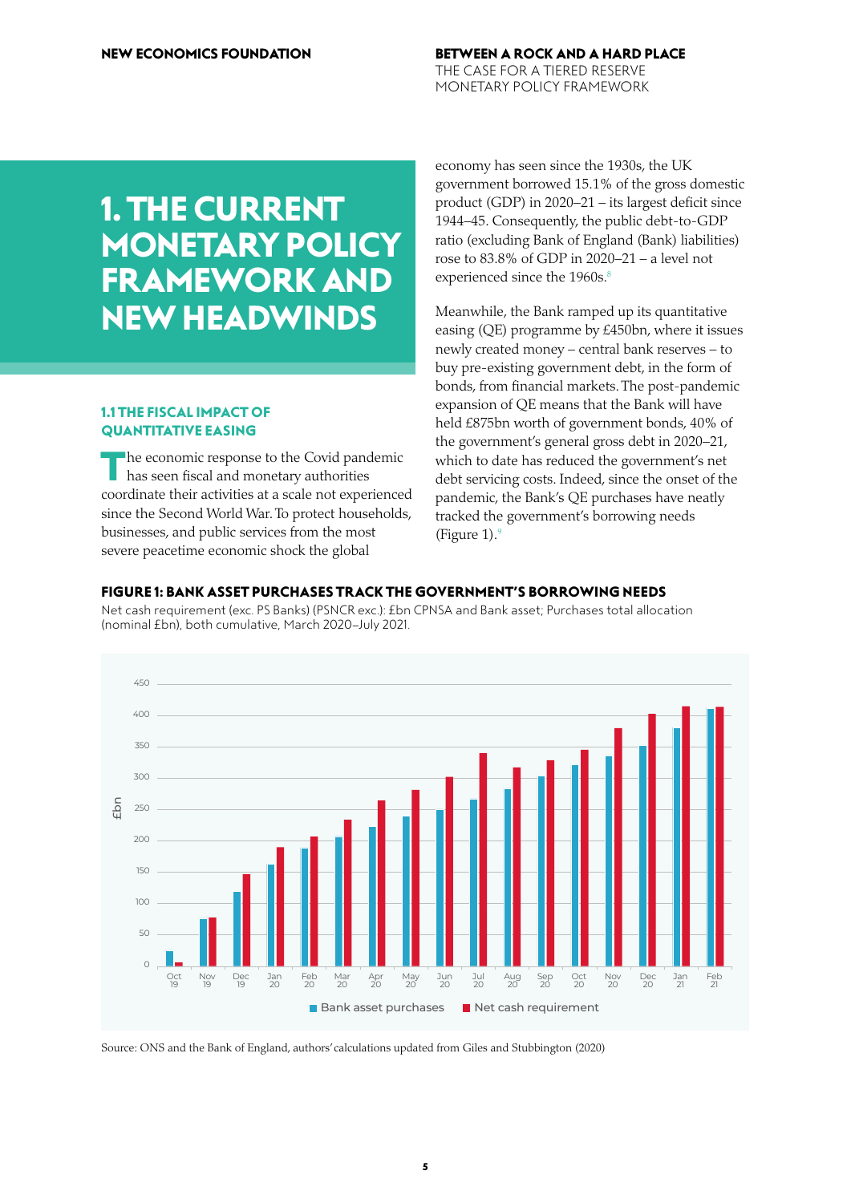# 1. THE CURRENT MONETARY POLICY FRAMEWORK AND NEW HEADWINDS

## 1.1 THE FISCAL IMPACT OF QUANTITATIVE EASING

The economic response to the Covid pandemic has seen fiscal and monetary authorities coordinate their activities at a scale not experienced since the Second World War. To protect households, businesses, and public services from the most severe peacetime economic shock the global economy has seen since the 1930s, the UK government borrowed 15.1% of the gross domestic product (GDP) in 2020–21 – its largest deficit since 1944–45. Consequently, the public debt-to-GDP ratio (excluding Bank of England (Bank) liabilities) rose to 83.8% of GDP in 2020–21 – a level not experienced since the 1960s.[8]

Meanwhile, the Bank ramped up its quantitative easing (QE) programme by £450bn, where it issues newly created money – central bank reserves – to buy pre-existing government debt, in the form of bonds, from financial markets. The post-pandemic expansion of QE means that the Bank will have held £875bn worth of government bonds, 40% of the government's general gross debt in 2020–21, which to date has reduced the government's net debt servicing costs. Indeed, since the onset of the pandemic, the Bank's QE purchases have neatly tracked the government's borrowing needs (Figure 1).[9]

**FIGURE 1: BANK ASSET PURCHASES TRACK THE GOVERNMENT'S BORROWING NEEDS**

Net cash requirement (exc. PS Banks) (PSNCR exc.): £bn CPNSA and Bank asset; Purchases total allocation (nominal £bn), both cumulative, March 2020–July 2021.

Source: ONS and the Bank of England, authors' calculations updated from Giles and Stubbington (2020)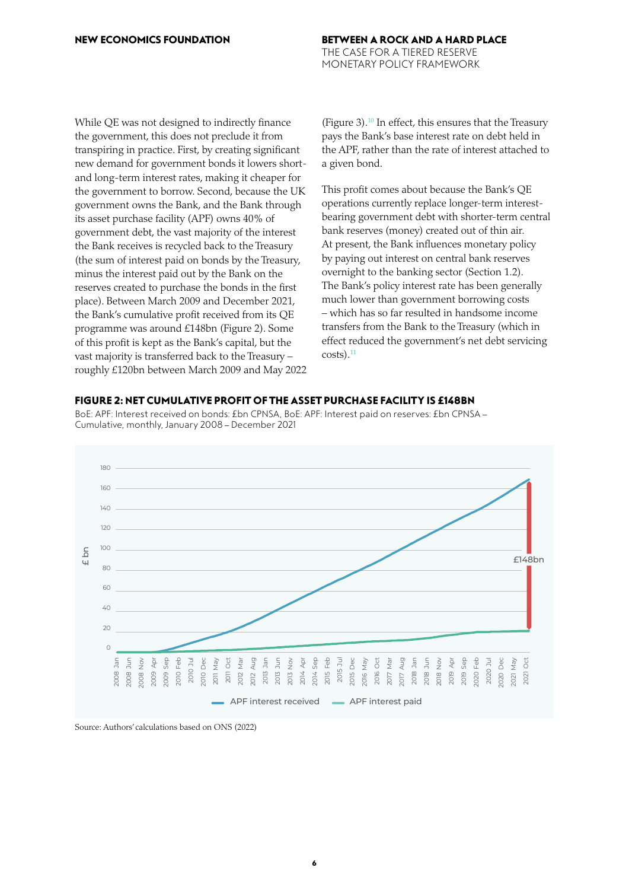While QE was not designed to indirectly finance the government, this does not preclude it from transpiring in practice. First, by creating significant new demand for government bonds it lowers short- and long-term interest rates, making it cheaper for the government to borrow. Second, because the UK government owns the Bank, and the Bank through its asset purchase facility (APF) owns 40% of government debt, the vast majority of the interest the Bank receives is recycled back to the Treasury (the sum of interest paid on bonds by the Treasury, minus the interest paid out by the Bank on the reserves created to purchase the bonds in the first place). Between March 2009 and December 2021, the Bank's cumulative profit received from its QE programme was around £148bn (Figure 2). Some of this profit is kept as the Bank's capital, but the vast majority is transferred back to the Treasury – roughly £120bn between March 2009 and May 2022 (Figure 3).[10] In effect, this ensures that the Treasury pays the Bank's base interest rate on debt held in the APF, rather than the rate of interest attached to a given bond.

This profit comes about because the Bank's QE operations currently replace longer-term interest-bearing government debt with shorter-term central bank reserves (money) created out of thin air. At present, the Bank influences monetary policy by paying out interest on central bank reserves overnight to the banking sector (Section 1.2). The Bank's policy interest rate has been generally much lower than government borrowing costs – which has so far resulted in handsome income transfers from the Bank to the Treasury (which in effect reduced the government's net debt servicing costs).[11]

**FIGURE 2: NET CUMULATIVE PROFIT OF THE ASSET PURCHASE FACILITY IS £148BN**

BoE: APF: Interest received on bonds: £bn CPNSA, BoE: APF: Interest paid on reserves: £bn CPNSA – Cumulative, monthly, January 2008 – December 2021

Source: Authors' calculations based on ONS (2022)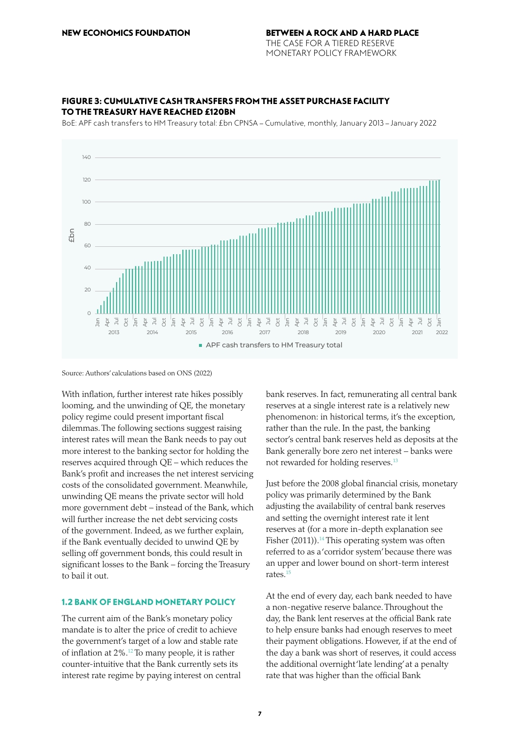**FIGURE 3: CUMULATIVE CASH TRANSFERS FROM THE ASSET PURCHASE FACILITY TO THE TREASURY HAVE REACHED £120BN**

BoE: APF cash transfers to HM Treasury total: £bn CPNSA – Cumulative, monthly, January 2013 – January 2022

Source: Authors' calculations based on ONS (2022)

With inflation, further interest rate hikes possibly looming, and the unwinding of QE, the monetary policy regime could present important fiscal dilemmas. The following sections suggest raising interest rates will mean the Bank needs to pay out more interest to the banking sector for holding the reserves acquired through QE – which reduces the Bank's profit and increases the net interest servicing costs of the consolidated government. Meanwhile, unwinding QE means the private sector will hold more government debt – instead of the Bank, which will further increase the net debt servicing costs of the government. Indeed, as we further explain, if the Bank eventually decided to unwind QE by selling off government bonds, this could result in significant losses to the Bank – forcing the Treasury to bail it out.

## 1.2 BANK OF ENGLAND MONETARY POLICY

The current aim of the Bank's monetary policy mandate is to alter the price of credit to achieve the government's target of a low and stable rate of inflation at 2%.[12] To many people, it is rather counter-intuitive that the Bank currently sets its interest rate regime by paying interest on central bank reserves. In fact, remunerating all central bank reserves at a single interest rate is a relatively new phenomenon: in historical terms, it's the exception, rather than the rule. In the past, the banking sector's central bank reserves held as deposits at the Bank generally bore zero net interest – banks were not rewarded for holding reserves.[13]

Just before the 2008 global financial crisis, monetary policy was primarily determined by the Bank adjusting the availability of central bank reserves and setting the overnight interest rate it lent reserves at (for a more in-depth explanation see Fisher (2011)).[14] This operating system was often referred to as a 'corridor system' because there was an upper and lower bound on short-term interest rates.[15]

At the end of every day, each bank needed to have a non-negative reserve balance. Throughout the day, the Bank lent reserves at the official Bank rate to help ensure banks had enough reserves to meet their payment obligations. However, if at the end of the day a bank was short of reserves, it could access the additional overnight 'late lending' at a penalty rate that was higher than the official Bank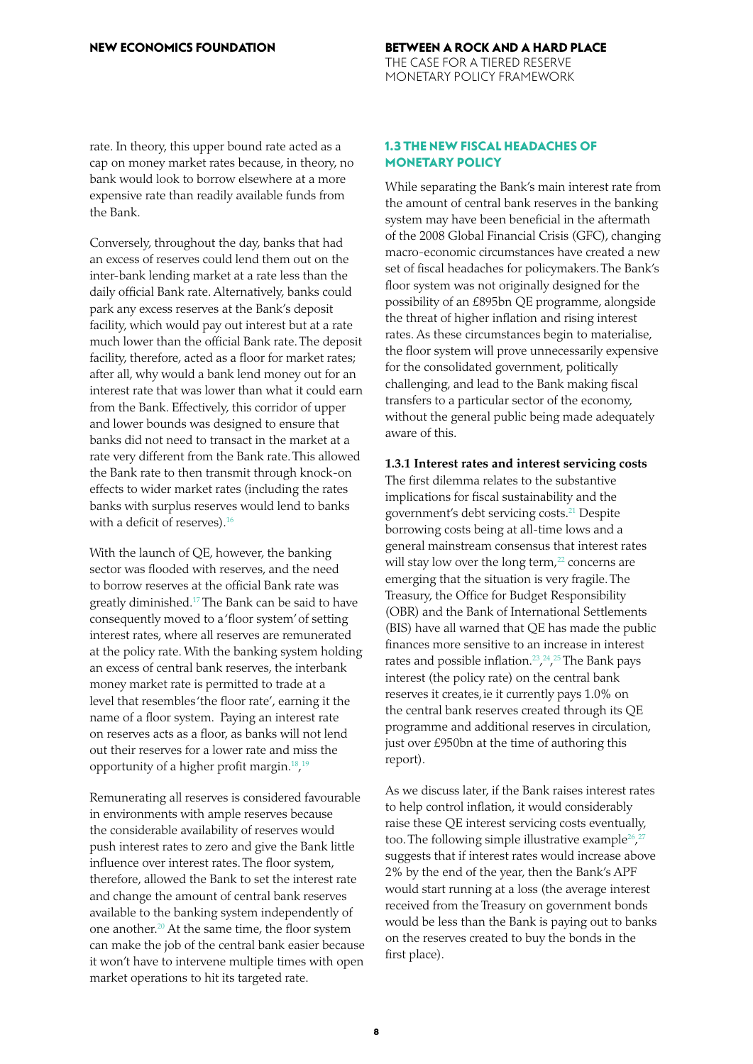rate. In theory, this upper bound rate acted as a cap on money market rates because, in theory, no bank would look to borrow elsewhere at a more expensive rate than readily available funds from the Bank.

Conversely, throughout the day, banks that had an excess of reserves could lend them out on the inter-bank lending market at a rate less than the daily official Bank rate. Alternatively, banks could park any excess reserves at the Bank's deposit facility, which would pay out interest but at a rate much lower than the official Bank rate. The deposit facility, therefore, acted as a floor for market rates; after all, why would a bank lend money out for an interest rate that was lower than what it could earn from the Bank. Effectively, this corridor of upper and lower bounds was designed to ensure that banks did not need to transact in the market at a rate very different from the Bank rate. This allowed the Bank rate to then transmit through knock-on effects to wider market rates (including the rates banks with surplus reserves would lend to banks with a deficit of reserves).[16]

With the launch of QE, however, the banking sector was flooded with reserves, and the need to borrow reserves at the official Bank rate was greatly diminished.[17] The Bank can be said to have consequently moved to a 'floor system' of setting interest rates, where all reserves are remunerated at the policy rate. With the banking system holding an excess of central bank reserves, the interbank money market rate is permitted to trade at a level that resembles 'the floor rate', earning it the name of a floor system. Paying an interest rate on reserves acts as a floor, as banks will not lend out their reserves for a lower rate and miss the opportunity of a higher profit margin.[18,19]

Remunerating all reserves is considered favourable in environments with ample reserves because the considerable availability of reserves would push interest rates to zero and give the Bank little influence over interest rates. The floor system, therefore, allowed the Bank to set the interest rate and change the amount of central bank reserves available to the banking system independently of one another.[20] At the same time, the floor system can make the job of the central bank easier because it won't have to intervene multiple times with open market operations to hit its targeted rate.

## 1.3 THE NEW FISCAL HEADACHES OF MONETARY POLICY

While separating the Bank's main interest rate from the amount of central bank reserves in the banking system may have been beneficial in the aftermath of the 2008 Global Financial Crisis (GFC), changing macro-economic circumstances have created a new set of fiscal headaches for policymakers. The Bank's floor system was not originally designed for the possibility of an £895bn QE programme, alongside the threat of higher inflation and rising interest rates. As these circumstances begin to materialise, the floor system will prove unnecessarily expensive for the consolidated government, politically challenging, and lead to the Bank making fiscal transfers to a particular sector of the economy, without the general public being made adequately aware of this.

**1.3.1 Interest rates and interest servicing costs**

The first dilemma relates to the substantive implications for fiscal sustainability and the government's debt servicing costs.[21] Despite borrowing costs being at all-time lows and a general mainstream consensus that interest rates will stay low over the long term,[22] concerns are emerging that the situation is very fragile. The Treasury, the Office for Budget Responsibility (OBR) and the Bank of International Settlements (BIS) have all warned that QE has made the public finances more sensitive to an increase in interest rates and possible inflation.[23,24,25] The Bank pays interest (the policy rate) on the central bank reserves it creates, ie it currently pays 1.0% on the central bank reserves created through its QE programme and additional reserves in circulation, just over £950bn at the time of authoring this report).

As we discuss later, if the Bank raises interest rates to help control inflation, it would considerably raise these QE interest servicing costs eventually, too. The following simple illustrative example[26,27] suggests that if interest rates would increase above 2% by the end of the year, then the Bank's APF would start running at a loss (the average interest received from the Treasury on government bonds would be less than the Bank is paying out to banks on the reserves created to buy the bonds in the first place).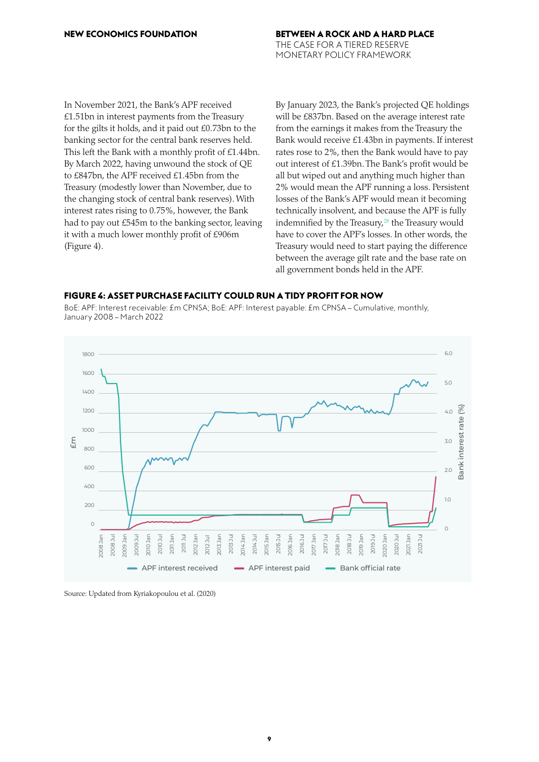In November 2021, the Bank's APF received £1.51bn in interest payments from the Treasury for the gilts it holds, and it paid out £0.73bn to the banking sector for the central bank reserves held. This left the Bank with a monthly profit of £1.44bn. By March 2022, having unwound the stock of QE to £847bn, the APF received £1.45bn from the Treasury (modestly lower than November, due to the changing stock of central bank reserves). With interest rates rising to 0.75%, however, the Bank had to pay out £545m to the banking sector, leaving it with a much lower monthly profit of £906m (Figure 4).

By January 2023, the Bank's projected QE holdings will be £837bn. Based on the average interest rate from the earnings it makes from the Treasury the Bank would receive £1.43bn in payments. If interest rates rose to 2%, then the Bank would have to pay out interest of £1.39bn. The Bank's profit would be all but wiped out and anything much higher than 2% would mean the APF running a loss. Persistent losses of the Bank's APF would mean it becoming technically insolvent, and because the APF is fully indemnified by the Treasury,[28] the Treasury would have to cover the APF's losses. In other words, the Treasury would need to start paying the difference between the average gilt rate and the base rate on all government bonds held in the APF.

**FIGURE 4: ASSET PURCHASE FACILITY COULD RUN A TIDY PROFIT FOR NOW**

BoE: APF: Interest receivable: £m CPNSA; BoE: APF: Interest payable: £m CPNSA – Cumulative, monthly, January 2008 – March 2022

Source: Updated from Kyriakopoulou et al. (2020)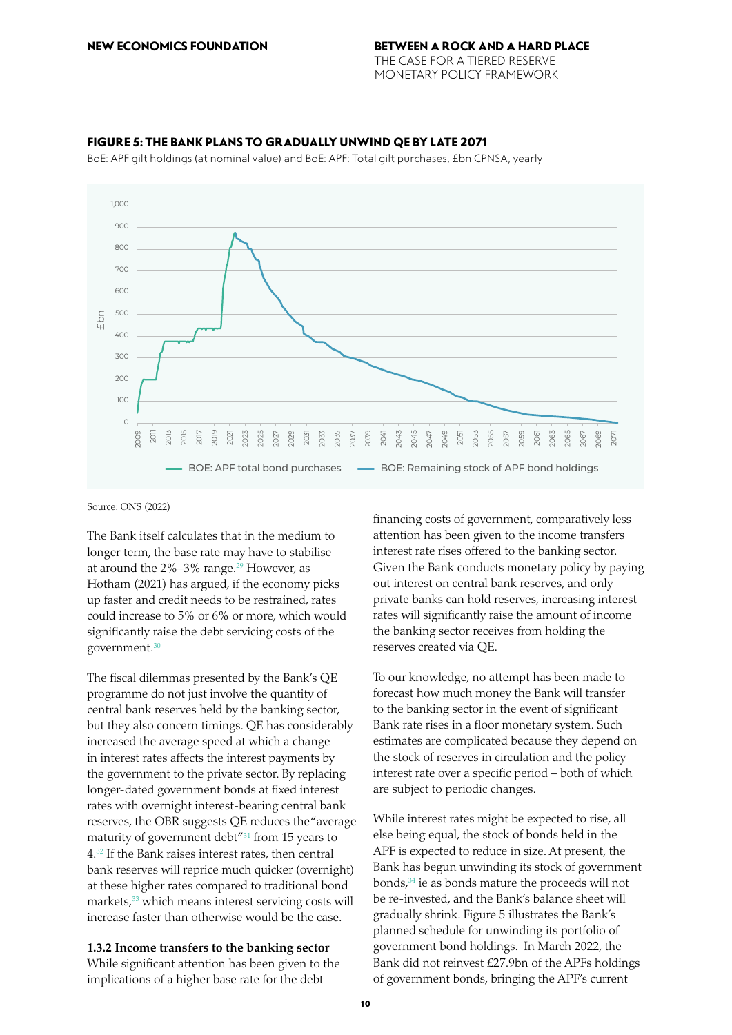#### FIGURE 5: THE BANK PLANS TO GRADUALLY UNWIND QE BY LATE 2071

BoE: APF gilt holdings (at nominal value) and BoE: APF: Total gilt purchases, £bn CPNSA, yearly

Source: ONS (2022)

The Bank itself calculates that in the medium to longer term, the base rate may have to stabilise at around the 2%–3% range.[29] However, as Hotham (2021) has argued, if the economy picks up faster and credit needs to be restrained, rates could increase to 5% or 6% or more, which would significantly raise the debt servicing costs of the government.[30]

The fiscal dilemmas presented by the Bank's QE programme do not just involve the quantity of central bank reserves held by the banking sector, but they also concern timings. QE has considerably increased the average speed at which a change in interest rates affects the interest payments by the government to the private sector. By replacing longer-dated government bonds at fixed interest rates with overnight interest-bearing central bank reserves, the OBR suggests QE reduces the "average maturity of government debt"[31] from 15 years to 4.[32] If the Bank raises interest rates, then central bank reserves will reprice much quicker (overnight) at these higher rates compared to traditional bond markets,[33] which means interest servicing costs will increase faster than otherwise would be the case.

**1.3.2 Income transfers to the banking sector**

While significant attention has been given to the implications of a higher base rate for the debt financing costs of government, comparatively less attention has been given to the income transfers interest rate rises offered to the banking sector. Given the Bank conducts monetary policy by paying out interest on central bank reserves, and only private banks can hold reserves, increasing interest rates will significantly raise the amount of income the banking sector receives from holding the reserves created via QE.

To our knowledge, no attempt has been made to forecast how much money the Bank will transfer to the banking sector in the event of significant Bank rate rises in a floor monetary system. Such estimates are complicated because they depend on the stock of reserves in circulation and the policy interest rate over a specific period – both of which are subject to periodic changes.

While interest rates might be expected to rise, all else being equal, the stock of bonds held in the APF is expected to reduce in size. At present, the Bank has begun unwinding its stock of government bonds,[34] ie as bonds mature the proceeds will not be re-invested, and the Bank's balance sheet will gradually shrink. Figure 5 illustrates the Bank's planned schedule for unwinding its portfolio of government bond holdings. In March 2022, the Bank did not reinvest £27.9bn of the APFs holdings of government bonds, bringing the APF's current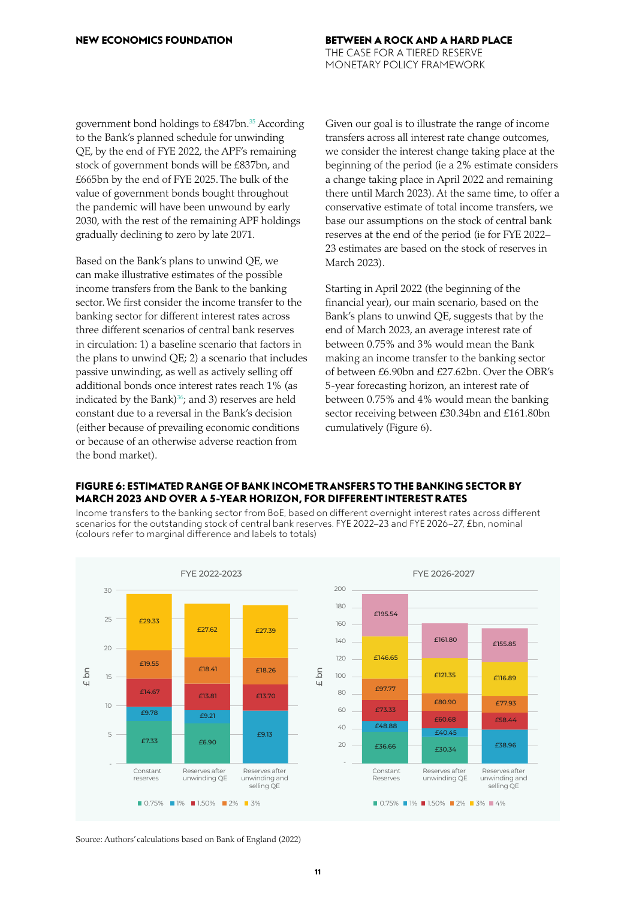government bond holdings to £847bn.[35] According to the Bank's planned schedule for unwinding QE, by the end of FYE 2022, the APF's remaining stock of government bonds will be £837bn, and £665bn by the end of FYE 2025. The bulk of the value of government bonds bought throughout the pandemic will have been unwound by early 2030, with the rest of the remaining APF holdings gradually declining to zero by late 2071.

Based on the Bank's plans to unwind QE, we can make illustrative estimates of the possible income transfers from the Bank to the banking sector. We first consider the income transfer to the banking sector for different interest rates across three different scenarios of central bank reserves in circulation: 1) a baseline scenario that factors in the plans to unwind QE; 2) a scenario that includes passive unwinding, as well as actively selling off additional bonds once interest rates reach 1% (as indicated by the Bank)[36]; and 3) reserves are held constant due to a reversal in the Bank's decision (either because of prevailing economic conditions or because of an otherwise adverse reaction from the bond market).

Given our goal is to illustrate the range of income transfers across all interest rate change outcomes, we consider the interest change taking place at the beginning of the period (ie a 2% estimate considers a change taking place in April 2022 and remaining there until March 2023). At the same time, to offer a conservative estimate of total income transfers, we base our assumptions on the stock of central bank reserves at the end of the period (ie for FYE 2022–23 estimates are based on the stock of reserves in March 2023).

Starting in April 2022 (the beginning of the financial year), our main scenario, based on the Bank's plans to unwind QE, suggests that by the end of March 2023, an average interest rate of between 0.75% and 3% would mean the Bank making an income transfer to the banking sector of between £6.90bn and £27.62bn. Over the OBR's 5-year forecasting horizon, an interest rate of between 0.75% and 4% would mean the banking sector receiving between £30.34bn and £161.80bn cumulatively (Figure 6).

**FIGURE 6: ESTIMATED RANGE OF BANK INCOME TRANSFERS TO THE BANKING SECTOR BY MARCH 2023 AND OVER A 5-YEAR HORIZON, FOR DIFFERENT INTEREST RATES**

Income transfers to the banking sector from BoE, based on different overnight interest rates across different scenarios for the outstanding stock of central bank reserves. FYE 2022–23 and FYE 2026–27, £bn, nominal (colours refer to marginal difference and labels to totals)

**FYE 2022-2023**

| Interest rate | Constant reserves | Reserves after unwinding QE | Reserves after unwinding and selling QE |
|---|---|---|---|
| 0.75% | £7.33 | £6.90 | |
| 1% | £9.78 | £9.21 | £9.13 |
| 1.50% | £14.67 | £13.81 | £13.70 |
| 2% | £19.55 | £18.41 | £18.26 |
| 3% | £29.33 | £27.62 | £27.39 |

**FYE 2026-2027**

| Interest rate | Constant Reserves | Reserves after unwinding QE | Reserves after unwinding and selling QE |
|---|---|---|---|
| 0.75% | £36.66 | £30.34 | |
| 1% | £48.88 | £40.45 | £38.96 |
| 1.50% | £73.33 | £60.68 | £58.44 |
| 2% | £97.77 | £80.90 | £77.93 |
| 3% | £146.65 | £121.35 | £116.89 |
| 4% | £195.54 | £161.80 | £155.85 |

Source: Authors' calculations based on Bank of England (2022)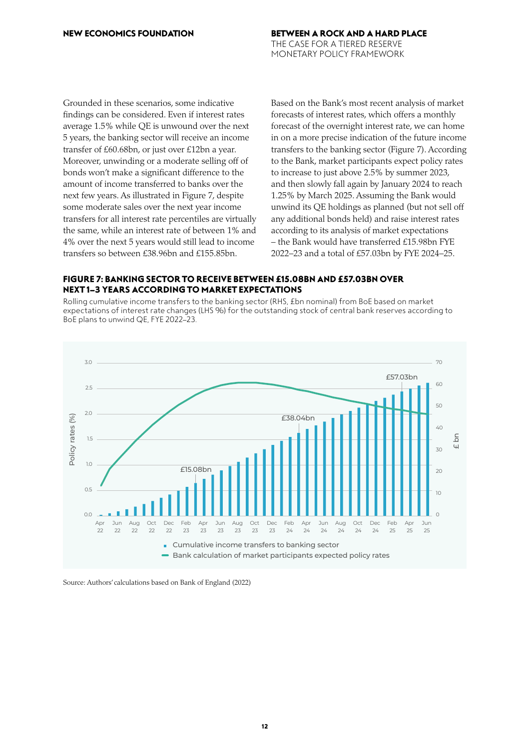Grounded in these scenarios, some indicative findings can be considered. Even if interest rates average 1.5% while QE is unwound over the next 5 years, the banking sector will receive an income transfer of £60.68bn, or just over £12bn a year. Moreover, unwinding or a moderate selling off of bonds won't make a significant difference to the amount of income transferred to banks over the next few years. As illustrated in Figure 7, despite some moderate sales over the next year income transfers for all interest rate percentiles are virtually the same, while an interest rate of between 1% and 4% over the next 5 years would still lead to income transfers so between £38.96bn and £155.85bn.

Based on the Bank's most recent analysis of market forecasts of interest rates, which offers a monthly forecast of the overnight interest rate, we can home in on a more precise indication of the future income transfers to the banking sector (Figure 7). According to the Bank, market participants expect policy rates to increase to just above 2.5% by summer 2023, and then slowly fall again by January 2024 to reach 1.25% by March 2025. Assuming the Bank would unwind its QE holdings as planned (but not sell off any additional bonds held) and raise interest rates according to its analysis of market expectations – the Bank would have transferred £15.98bn FYE 2022–23 and a total of £57.03bn by FYE 2024–25.

**FIGURE 7: BANKING SECTOR TO RECEIVE BETWEEN £15.08BN AND £57.03BN OVER NEXT 1–3 YEARS ACCORDING TO MARKET EXPECTATIONS**

Rolling cumulative income transfers to the banking sector (RHS, £bn nominal) from BoE based on market expectations of interest rate changes (LHS %) for the outstanding stock of central bank reserves according to BoE plans to unwind QE, FYE 2022–23.

Source: Authors' calculations based on Bank of England (2022)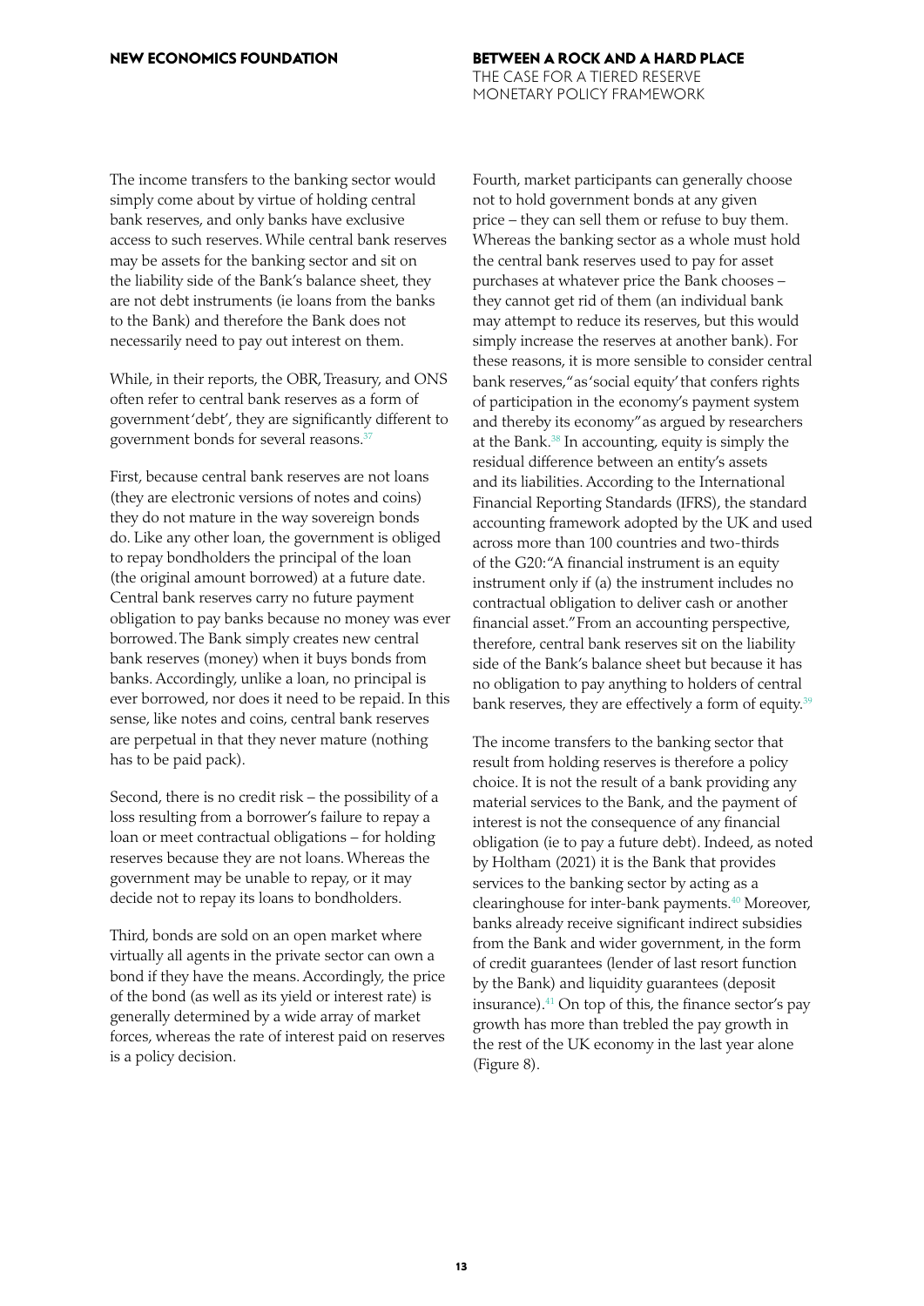The income transfers to the banking sector would simply come about by virtue of holding central bank reserves, and only banks have exclusive access to such reserves. While central bank reserves may be assets for the banking sector and sit on the liability side of the Bank's balance sheet, they are not debt instruments (ie loans from the banks to the Bank) and therefore the Bank does not necessarily need to pay out interest on them.

While, in their reports, the OBR, Treasury, and ONS often refer to central bank reserves as a form of government 'debt', they are significantly different to government bonds for several reasons.[37]

First, because central bank reserves are not loans (they are electronic versions of notes and coins) they do not mature in the way sovereign bonds do. Like any other loan, the government is obliged to repay bondholders the principal of the loan (the original amount borrowed) at a future date. Central bank reserves carry no future payment obligation to pay banks because no money was ever borrowed. The Bank simply creates new central bank reserves (money) when it buys bonds from banks. Accordingly, unlike a loan, no principal is ever borrowed, nor does it need to be repaid. In this sense, like notes and coins, central bank reserves are perpetual in that they never mature (nothing has to be paid pack).

Second, there is no credit risk – the possibility of a loss resulting from a borrower's failure to repay a loan or meet contractual obligations – for holding reserves because they are not loans. Whereas the government may be unable to repay, or it may decide not to repay its loans to bondholders.

Third, bonds are sold on an open market where virtually all agents in the private sector can own a bond if they have the means. Accordingly, the price of the bond (as well as its yield or interest rate) is generally determined by a wide array of market forces, whereas the rate of interest paid on reserves is a policy decision.

Fourth, market participants can generally choose not to hold government bonds at any given price – they can sell them or refuse to buy them. Whereas the banking sector as a whole must hold the central bank reserves used to pay for asset purchases at whatever price the Bank chooses – they cannot get rid of them (an individual bank may attempt to reduce its reserves, but this would simply increase the reserves at another bank). For these reasons, it is more sensible to consider central bank reserves, "as 'social equity' that confers rights of participation in the economy's payment system and thereby its economy" as argued by researchers at the Bank.[38] In accounting, equity is simply the residual difference between an entity's assets and its liabilities. According to the International Financial Reporting Standards (IFRS), the standard accounting framework adopted by the UK and used across more than 100 countries and two-thirds of the G20: "A financial instrument is an equity instrument only if (a) the instrument includes no contractual obligation to deliver cash or another financial asset." From an accounting perspective, therefore, central bank reserves sit on the liability side of the Bank's balance sheet but because it has no obligation to pay anything to holders of central bank reserves, they are effectively a form of equity.[39]

The income transfers to the banking sector that result from holding reserves is therefore a policy choice. It is not the result of a bank providing any material services to the Bank, and the payment of interest is not the consequence of any financial obligation (ie to pay a future debt). Indeed, as noted by Holtham (2021) it is the Bank that provides services to the banking sector by acting as a clearinghouse for inter-bank payments.[40] Moreover, banks already receive significant indirect subsidies from the Bank and wider government, in the form of credit guarantees (lender of last resort function by the Bank) and liquidity guarantees (deposit insurance).[41] On top of this, the finance sector's pay growth has more than trebled the pay growth in the rest of the UK economy in the last year alone (Figure 8).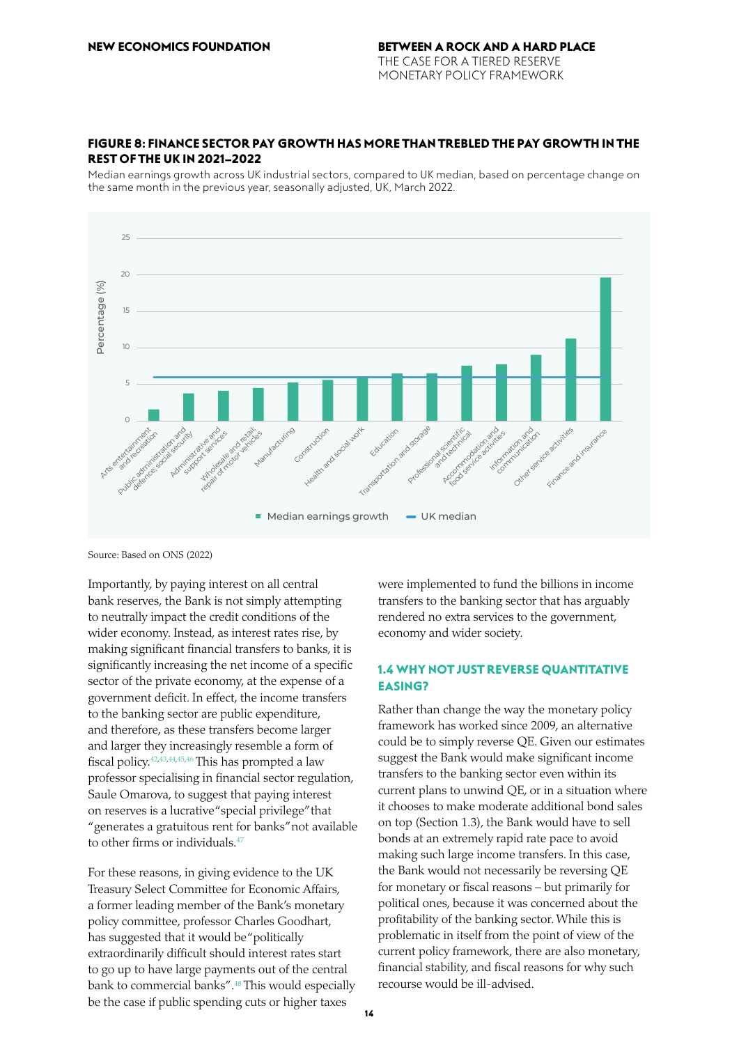**FIGURE 8: FINANCE SECTOR PAY GROWTH HAS MORE THAN TREBLED THE PAY GROWTH IN THE REST OF THE UK IN 2021–2022**

Median earnings growth across UK industrial sectors, compared to UK median, based on percentage change on the same month in the previous year, seasonally adjusted, UK, March 2022.

Source: Based on ONS (2022)

Importantly, by paying interest on all central bank reserves, the Bank is not simply attempting to neutrally impact the credit conditions of the wider economy. Instead, as interest rates rise, by making significant financial transfers to banks, it is significantly increasing the net income of a specific sector of the private economy, at the expense of a government deficit. In effect, the income transfers to the banking sector are public expenditure, and therefore, as these transfers become larger and larger they increasingly resemble a form of fiscal policy.[42,43,44,45,46] This has prompted a law professor specialising in financial sector regulation, Saule Omarova, to suggest that paying interest on reserves is a lucrative "special privilege" that "generates a gratuitous rent for banks" not available to other firms or individuals.[47]

For these reasons, in giving evidence to the UK Treasury Select Committee for Economic Affairs, a former leading member of the Bank's monetary policy committee, professor Charles Goodhart, has suggested that it would be "politically extraordinarily difficult should interest rates start to go up to have large payments out of the central bank to commercial banks".[48] This would especially be the case if public spending cuts or higher taxes were implemented to fund the billions in income transfers to the banking sector that has arguably rendered no extra services to the government, economy and wider society.

## 1.4 WHY NOT JUST REVERSE QUANTITATIVE EASING?

Rather than change the way the monetary policy framework has worked since 2009, an alternative could be to simply reverse QE. Given our estimates suggest the Bank would make significant income transfers to the banking sector even within its current plans to unwind QE, or in a situation where it chooses to make moderate additional bond sales on top (Section 1.3), the Bank would have to sell bonds at an extremely rapid rate pace to avoid making such large income transfers. In this case, the Bank would not necessarily be reversing QE for monetary or fiscal reasons – but primarily for political ones, because it was concerned about the profitability of the banking sector. While this is problematic in itself from the point of view of the current policy framework, there are also monetary, financial stability, and fiscal reasons for why such recourse would be ill-advised.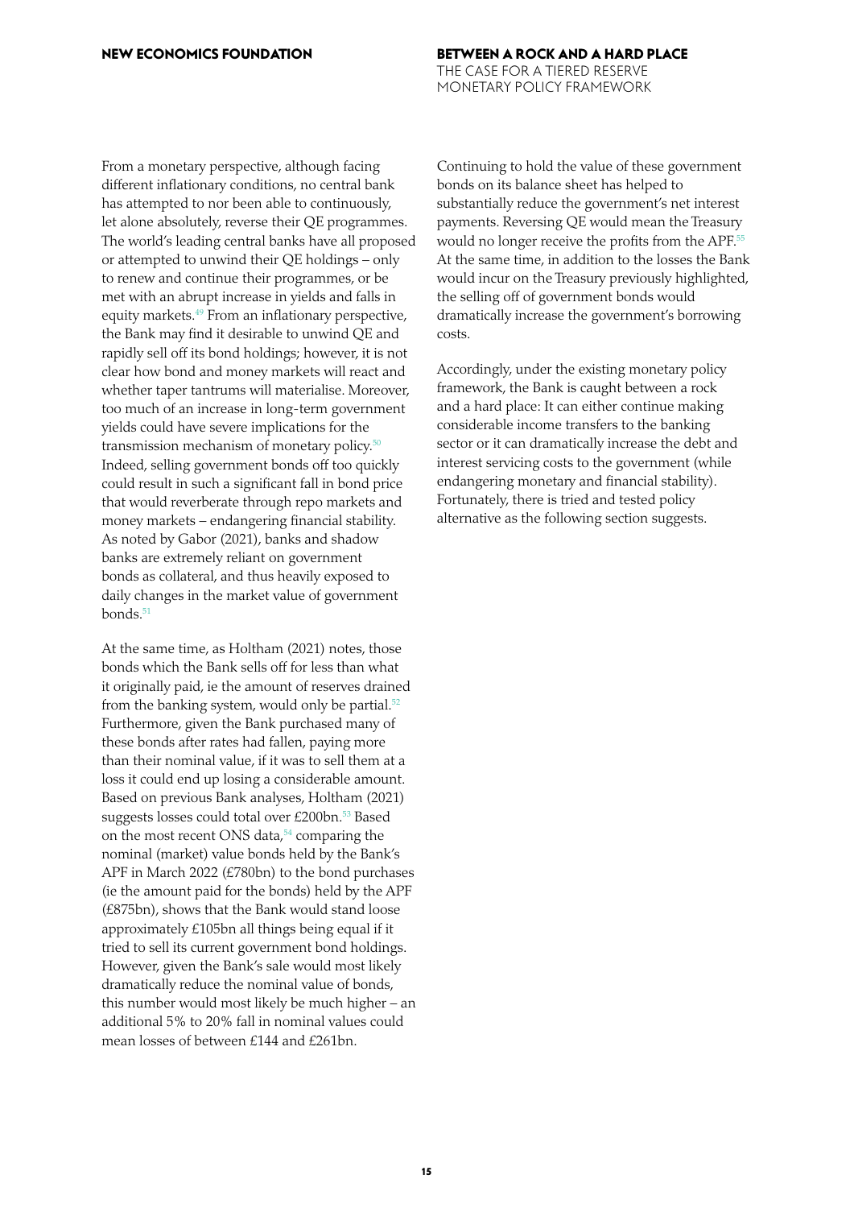From a monetary perspective, although facing different inflationary conditions, no central bank has attempted to nor been able to continuously, let alone absolutely, reverse their QE programmes. The world's leading central banks have all proposed or attempted to unwind their QE holdings – only to renew and continue their programmes, or be met with an abrupt increase in yields and falls in equity markets.[49] From an inflationary perspective, the Bank may find it desirable to unwind QE and rapidly sell off its bond holdings; however, it is not clear how bond and money markets will react and whether taper tantrums will materialise. Moreover, too much of an increase in long-term government yields could have severe implications for the transmission mechanism of monetary policy.[50] Indeed, selling government bonds off too quickly could result in such a significant fall in bond price that would reverberate through repo markets and money markets – endangering financial stability. As noted by Gabor (2021), banks and shadow banks are extremely reliant on government bonds as collateral, and thus heavily exposed to daily changes in the market value of government bonds.[51]

At the same time, as Holtham (2021) notes, those bonds which the Bank sells off for less than what it originally paid, ie the amount of reserves drained from the banking system, would only be partial.[52] Furthermore, given the Bank purchased many of these bonds after rates had fallen, paying more than their nominal value, if it was to sell them at a loss it could end up losing a considerable amount. Based on previous Bank analyses, Holtham (2021) suggests losses could total over £200bn.[53] Based on the most recent ONS data,[54] comparing the nominal (market) value bonds held by the Bank's APF in March 2022 (£780bn) to the bond purchases (ie the amount paid for the bonds) held by the APF (£875bn), shows that the Bank would stand loose approximately £105bn all things being equal if it tried to sell its current government bond holdings. However, given the Bank's sale would most likely dramatically reduce the nominal value of bonds, this number would most likely be much higher – an additional 5% to 20% fall in nominal values could mean losses of between £144 and £261bn.

Continuing to hold the value of these government bonds on its balance sheet has helped to substantially reduce the government's net interest payments. Reversing QE would mean the Treasury would no longer receive the profits from the APF.[55] At the same time, in addition to the losses the Bank would incur on the Treasury previously highlighted, the selling off of government bonds would dramatically increase the government's borrowing costs.

Accordingly, under the existing monetary policy framework, the Bank is caught between a rock and a hard place: It can either continue making considerable income transfers to the banking sector or it can dramatically increase the debt and interest servicing costs to the government (while endangering monetary and financial stability). Fortunately, there is tried and tested policy alternative as the following section suggests.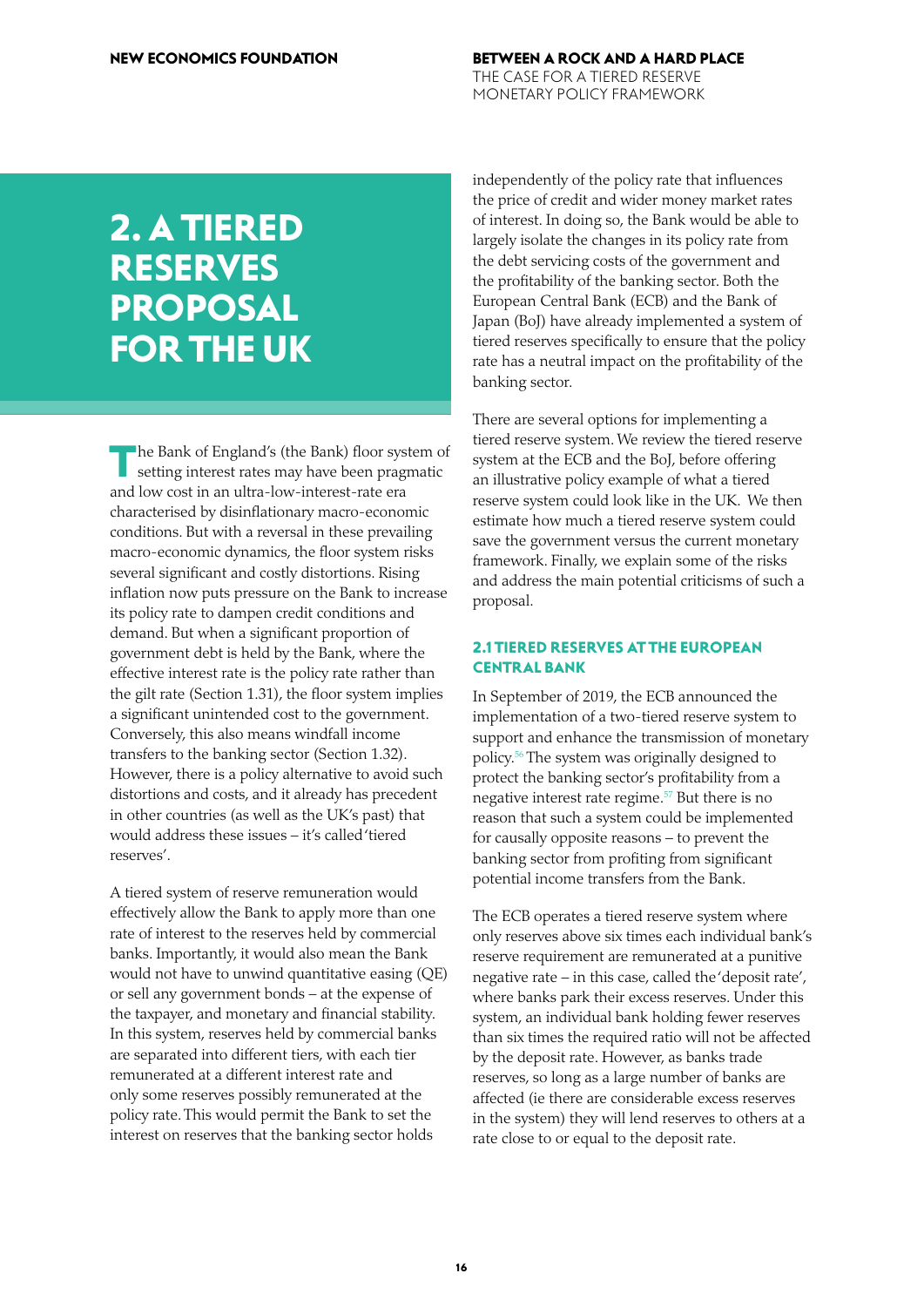# 2. A TIERED RESERVES PROPOSAL FOR THE UK

The Bank of England's (the Bank) floor system of setting interest rates may have been pragmatic and low cost in an ultra-low-interest-rate era characterised by disinflationary macro-economic conditions. But with a reversal in these prevailing macro-economic dynamics, the floor system risks several significant and costly distortions. Rising inflation now puts pressure on the Bank to increase its policy rate to dampen credit conditions and demand. But when a significant proportion of government debt is held by the Bank, where the effective interest rate is the policy rate rather than the gilt rate (Section 1.31), the floor system implies a significant unintended cost to the government. Conversely, this also means windfall income transfers to the banking sector (Section 1.32). However, there is a policy alternative to avoid such distortions and costs, and it already has precedent in other countries (as well as the UK's past) that would address these issues – it's called 'tiered reserves'.

A tiered system of reserve remuneration would effectively allow the Bank to apply more than one rate of interest to the reserves held by commercial banks. Importantly, it would also mean the Bank would not have to unwind quantitative easing (QE) or sell any government bonds – at the expense of the taxpayer, and monetary and financial stability. In this system, reserves held by commercial banks are separated into different tiers, with each tier remunerated at a different interest rate and only some reserves possibly remunerated at the policy rate. This would permit the Bank to set the interest on reserves that the banking sector holds independently of the policy rate that influences the price of credit and wider money market rates of interest. In doing so, the Bank would be able to largely isolate the changes in its policy rate from the debt servicing costs of the government and the profitability of the banking sector. Both the European Central Bank (ECB) and the Bank of Japan (BoJ) have already implemented a system of tiered reserves specifically to ensure that the policy rate has a neutral impact on the profitability of the banking sector.

There are several options for implementing a tiered reserve system. We review the tiered reserve system at the ECB and the BoJ, before offering an illustrative policy example of what a tiered reserve system could look like in the UK. We then estimate how much a tiered reserve system could save the government versus the current monetary framework. Finally, we explain some of the risks and address the main potential criticisms of such a proposal.

### 2.1 TIERED RESERVES AT THE EUROPEAN CENTRAL BANK

In September of 2019, the ECB announced the implementation of a two-tiered reserve system to support and enhance the transmission of monetary policy.[56] The system was originally designed to protect the banking sector's profitability from a negative interest rate regime.[57] But there is no reason that such a system could be implemented for causally opposite reasons – to prevent the banking sector from profiting from significant potential income transfers from the Bank.

The ECB operates a tiered reserve system where only reserves above six times each individual bank's reserve requirement are remunerated at a punitive negative rate – in this case, called the 'deposit rate', where banks park their excess reserves. Under this system, an individual bank holding fewer reserves than six times the required ratio will not be affected by the deposit rate. However, as banks trade reserves, so long as a large number of banks are affected (ie there are considerable excess reserves in the system) they will lend reserves to others at a rate close to or equal to the deposit rate.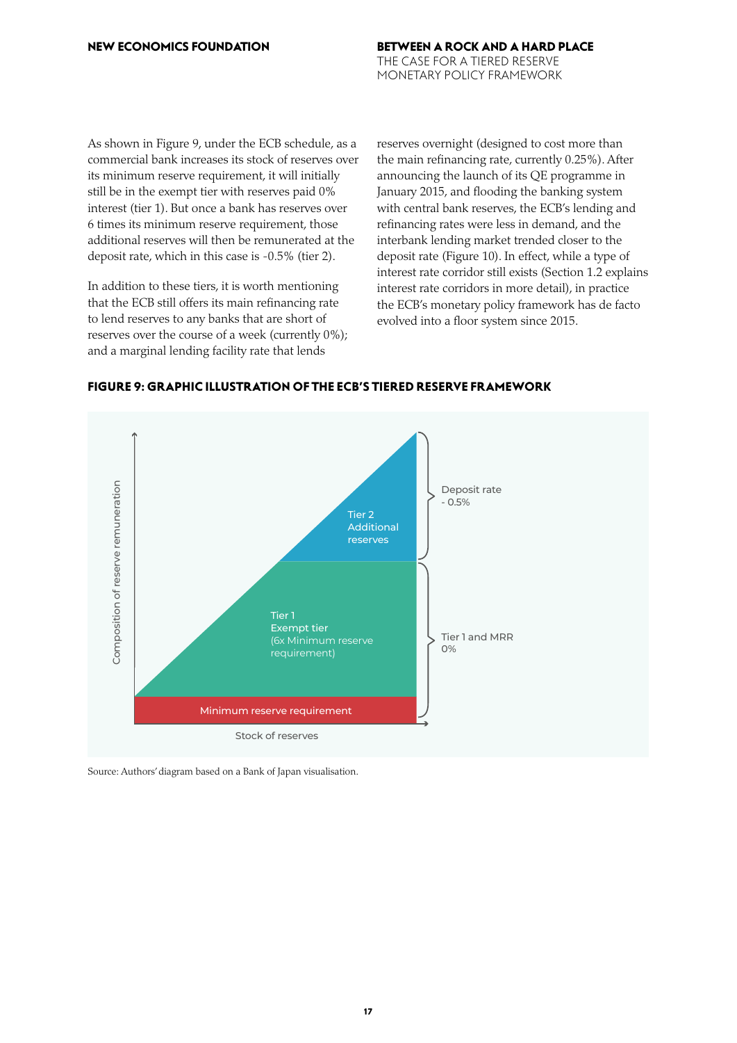As shown in Figure 9, under the ECB schedule, as a commercial bank increases its stock of reserves over its minimum reserve requirement, it will initially still be in the exempt tier with reserves paid 0% interest (tier 1). But once a bank has reserves over 6 times its minimum reserve requirement, those additional reserves will then be remunerated at the deposit rate, which in this case is -0.5% (tier 2).

In addition to these tiers, it is worth mentioning that the ECB still offers its main refinancing rate to lend reserves to any banks that are short of reserves over the course of a week (currently 0%); and a marginal lending facility rate that lends reserves overnight (designed to cost more than the main refinancing rate, currently 0.25%). After announcing the launch of its QE programme in January 2015, and flooding the banking system with central bank reserves, the ECB's lending and refinancing rates were less in demand, and the interbank lending market trended closer to the deposit rate (Figure 10). In effect, while a type of interest rate corridor still exists (Section 1.2 explains interest rate corridors in more detail), in practice the ECB's monetary policy framework has de facto evolved into a floor system since 2015.

**FIGURE 9: GRAPHIC ILLUSTRATION OF THE ECB'S TIERED RESERVE FRAMEWORK**

Source: Authors' diagram based on a Bank of Japan visualisation.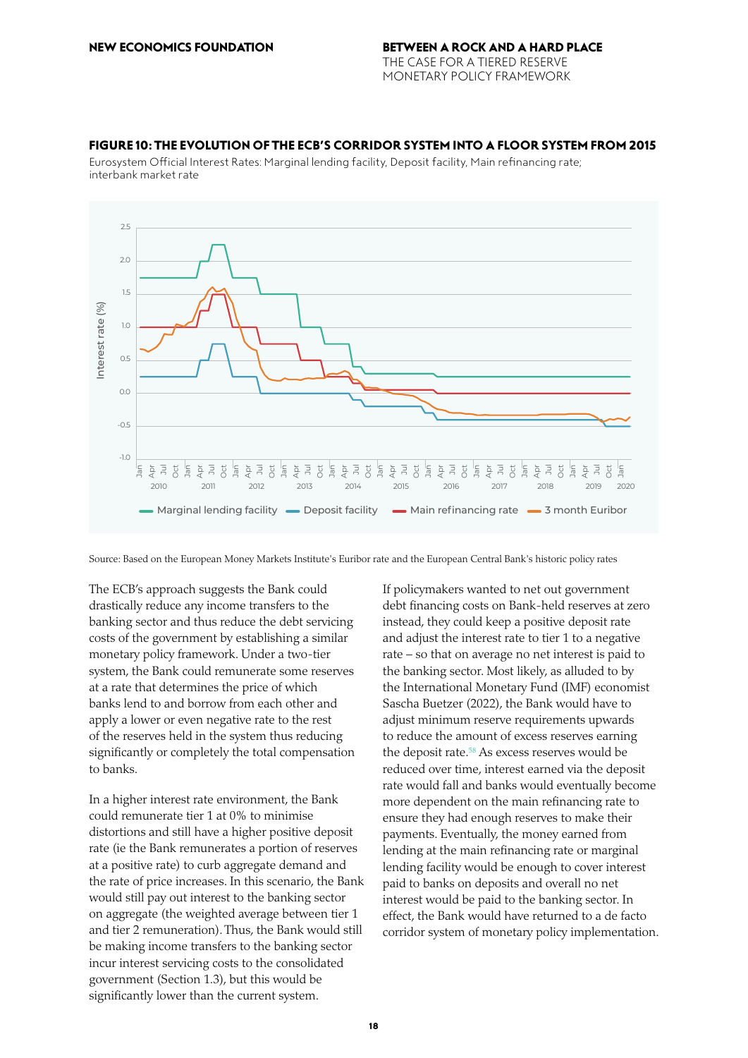**FIGURE 10: THE EVOLUTION OF THE ECB'S CORRIDOR SYSTEM INTO A FLOOR SYSTEM FROM 2015**

Eurosystem Official Interest Rates: Marginal lending facility, Deposit facility, Main refinancing rate; interbank market rate

Source: Based on the European Money Markets Institute's Euribor rate and the European Central Bank's historic policy rates

The ECB's approach suggests the Bank could drastically reduce any income transfers to the banking sector and thus reduce the debt servicing costs of the government by establishing a similar monetary policy framework. Under a two-tier system, the Bank could remunerate some reserves at a rate that determines the price of which banks lend to and borrow from each other and apply a lower or even negative rate to the rest of the reserves held in the system thus reducing significantly or completely the total compensation to banks.

In a higher interest rate environment, the Bank could remunerate tier 1 at 0% to minimise distortions and still have a higher positive deposit rate (ie the Bank remunerates a portion of reserves at a positive rate) to curb aggregate demand and the rate of price increases. In this scenario, the Bank would still pay out interest to the banking sector on aggregate (the weighted average between tier 1 and tier 2 remuneration). Thus, the Bank would still be making income transfers to the banking sector incur interest servicing costs to the consolidated government (Section 1.3), but this would be significantly lower than the current system.

If policymakers wanted to net out government debt financing costs on Bank-held reserves at zero instead, they could keep a positive deposit rate and adjust the interest rate to tier 1 to a negative rate – so that on average no net interest is paid to the banking sector. Most likely, as alluded to by the International Monetary Fund (IMF) economist Sascha Buetzer (2022), the Bank would have to adjust minimum reserve requirements upwards to reduce the amount of excess reserves earning the deposit rate.[58] As excess reserves would be reduced over time, interest earned via the deposit rate would fall and banks would eventually become more dependent on the main refinancing rate to ensure they had enough reserves to make their payments. Eventually, the money earned from lending at the main refinancing rate or marginal lending facility would be enough to cover interest paid to banks on deposits and overall no net interest would be paid to the banking sector. In effect, the Bank would have returned to a de facto corridor system of monetary policy implementation.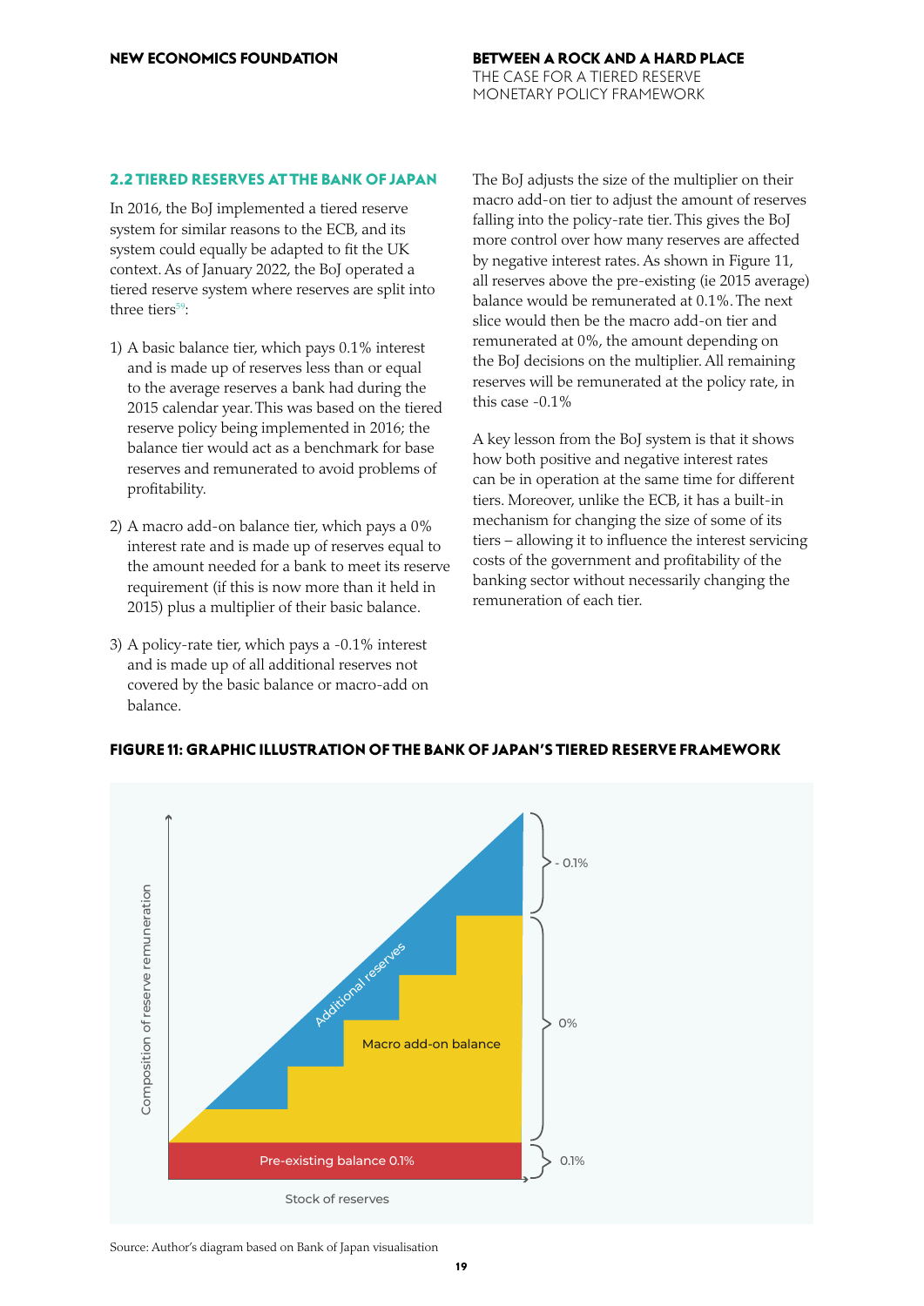## 2.2 TIERED RESERVES AT THE BANK OF JAPAN

In 2016, the BoJ implemented a tiered reserve system for similar reasons to the ECB, and its system could equally be adapted to fit the UK context. As of January 2022, the BoJ operated a tiered reserve system where reserves are split into three tiers[59]:

1) A basic balance tier, which pays 0.1% interest and is made up of reserves less than or equal to the average reserves a bank had during the 2015 calendar year. This was based on the tiered reserve policy being implemented in 2016; the balance tier would act as a benchmark for base reserves and remunerated to avoid problems of profitability.

2) A macro add-on balance tier, which pays a 0% interest rate and is made up of reserves equal to the amount needed for a bank to meet its reserve requirement (if this is now more than it held in 2015) plus a multiplier of their basic balance.

3) A policy-rate tier, which pays a -0.1% interest and is made up of all additional reserves not covered by the basic balance or macro-add on balance.

The BoJ adjusts the size of the multiplier on their macro add-on tier to adjust the amount of reserves falling into the policy-rate tier. This gives the BoJ more control over how many reserves are affected by negative interest rates. As shown in Figure 11, all reserves above the pre-existing (ie 2015 average) balance would be remunerated at 0.1%. The next slice would then be the macro add-on tier and remunerated at 0%, the amount depending on the BoJ decisions on the multiplier. All remaining reserves will be remunerated at the policy rate, in this case -0.1%

A key lesson from the BoJ system is that it shows how both positive and negative interest rates can be in operation at the same time for different tiers. Moreover, unlike the ECB, it has a built-in mechanism for changing the size of some of its tiers – allowing it to influence the interest servicing costs of the government and profitability of the banking sector without necessarily changing the remuneration of each tier.

**FIGURE 11: GRAPHIC ILLUSTRATION OF THE BANK OF JAPAN'S TIERED RESERVE FRAMEWORK**

Source: Author's diagram based on Bank of Japan visualisation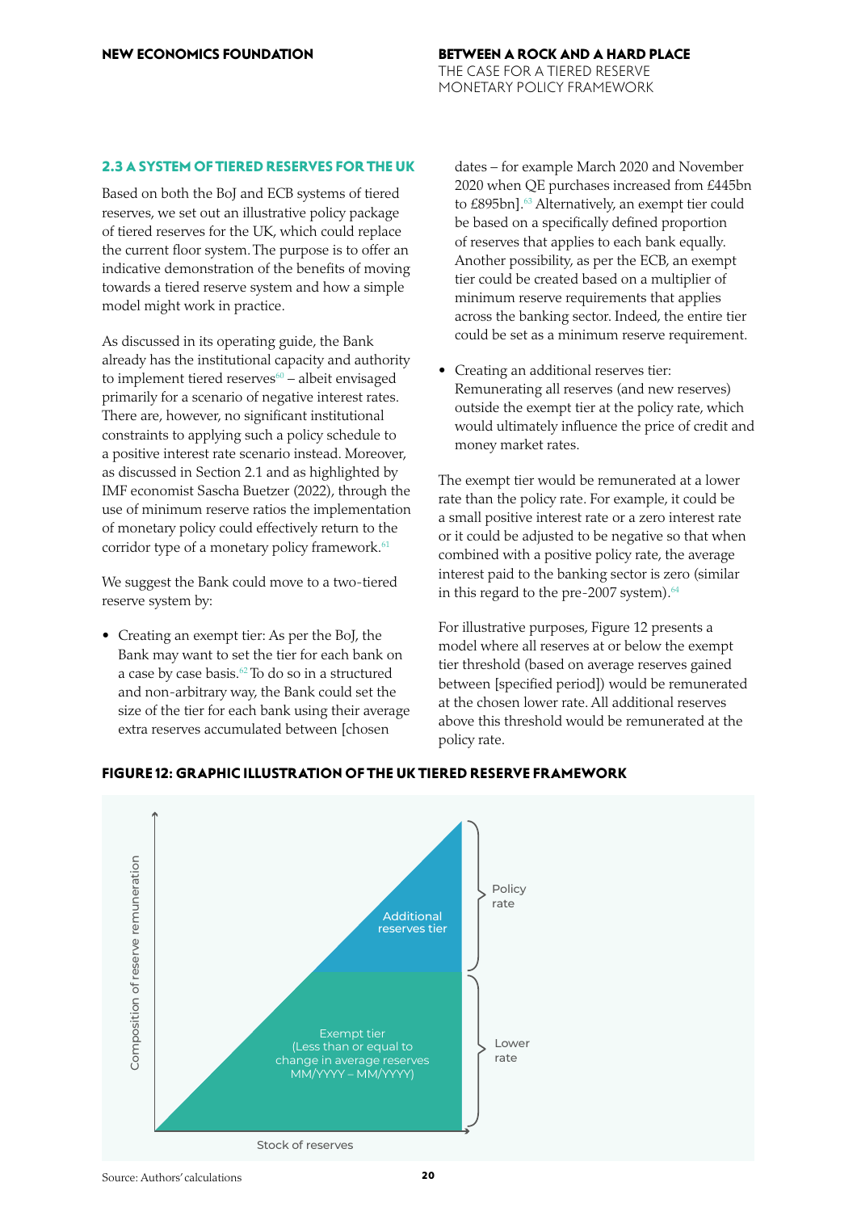### 2.3 A SYSTEM OF TIERED RESERVES FOR THE UK

Based on both the BoJ and ECB systems of tiered reserves, we set out an illustrative policy package of tiered reserves for the UK, which could replace the current floor system. The purpose is to offer an indicative demonstration of the benefits of moving towards a tiered reserve system and how a simple model might work in practice.

As discussed in its operating guide, the Bank already has the institutional capacity and authority to implement tiered reserves[60] – albeit envisaged primarily for a scenario of negative interest rates. There are, however, no significant institutional constraints to applying such a policy schedule to a positive interest rate scenario instead. Moreover, as discussed in Section 2.1 and as highlighted by IMF economist Sascha Buetzer (2022), through the use of minimum reserve ratios the implementation of monetary policy could effectively return to the corridor type of a monetary policy framework.[61]

We suggest the Bank could move to a two-tiered reserve system by:

- Creating an exempt tier: As per the BoJ, the Bank may want to set the tier for each bank on a case by case basis.[62] To do so in a structured and non-arbitrary way, the Bank could set the size of the tier for each bank using their average extra reserves accumulated between [chosen dates – for example March 2020 and November 2020 when QE purchases increased from £445bn to £895bn].[63] Alternatively, an exempt tier could be based on a specifically defined proportion of reserves that applies to each bank equally. Another possibility, as per the ECB, an exempt tier could be created based on a multiplier of minimum reserve requirements that applies across the banking sector. Indeed, the entire tier could be set as a minimum reserve requirement.
- Creating an additional reserves tier: Remunerating all reserves (and new reserves) outside the exempt tier at the policy rate, which would ultimately influence the price of credit and money market rates.

The exempt tier would be remunerated at a lower rate than the policy rate. For example, it could be a small positive interest rate or a zero interest rate or it could be adjusted to be negative so that when combined with a positive policy rate, the average interest paid to the banking sector is zero (similar in this regard to the pre-2007 system).[64]

For illustrative purposes, Figure 12 presents a model where all reserves at or below the exempt tier threshold (based on average reserves gained between [specified period]) would be remunerated at the chosen lower rate. All additional reserves above this threshold would be remunerated at the policy rate.

**FIGURE 12: GRAPHIC ILLUSTRATION OF THE UK TIERED RESERVE FRAMEWORK**

Composition of reserve remuneration

Additional reserves tier — Policy rate

Exempt tier (Less than or equal to change in average reserves MM/YYYY – MM/YYYY) — Lower rate

Stock of reserves

Source: Authors' calculations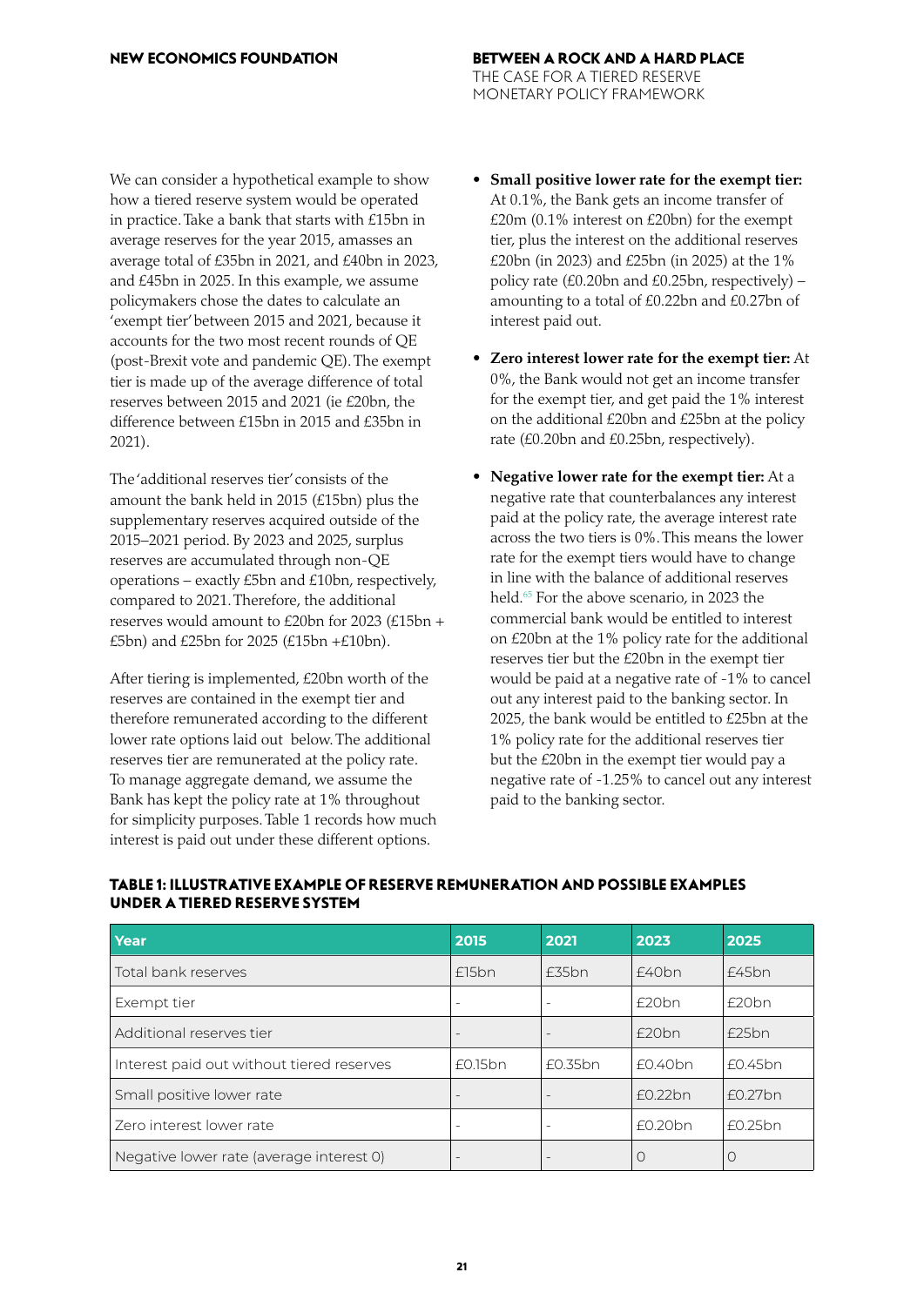We can consider a hypothetical example to show how a tiered reserve system would be operated in practice. Take a bank that starts with £15bn in average reserves for the year 2015, amasses an average total of £35bn in 2021, and £40bn in 2023, and £45bn in 2025. In this example, we assume policymakers chose the dates to calculate an 'exempt tier' between 2015 and 2021, because it accounts for the two most recent rounds of QE (post-Brexit vote and pandemic QE). The exempt tier is made up of the average difference of total reserves between 2015 and 2021 (ie £20bn, the difference between £15bn in 2015 and £35bn in 2021).

The 'additional reserves tier' consists of the amount the bank held in 2015 (£15bn) plus the supplementary reserves acquired outside of the 2015–2021 period. By 2023 and 2025, surplus reserves are accumulated through non-QE operations – exactly £5bn and £10bn, respectively, compared to 2021. Therefore, the additional reserves would amount to £20bn for 2023 (£15bn + £5bn) and £25bn for 2025 (£15bn +£10bn).

After tiering is implemented, £20bn worth of the reserves are contained in the exempt tier and therefore remunerated according to the different lower rate options laid out below. The additional reserves tier are remunerated at the policy rate. To manage aggregate demand, we assume the Bank has kept the policy rate at 1% throughout for simplicity purposes. Table 1 records how much interest is paid out under these different options.

- **Small positive lower rate for the exempt tier:** At 0.1%, the Bank gets an income transfer of £20m (0.1% interest on £20bn) for the exempt tier, plus the interest on the additional reserves £20bn (in 2023) and £25bn (in 2025) at the 1% policy rate (£0.20bn and £0.25bn, respectively) – amounting to a total of £0.22bn and £0.27bn of interest paid out.
- **Zero interest lower rate for the exempt tier:** At 0%, the Bank would not get an income transfer for the exempt tier, and get paid the 1% interest on the additional £20bn and £25bn at the policy rate (£0.20bn and £0.25bn, respectively).
- **Negative lower rate for the exempt tier:** At a negative rate that counterbalances any interest paid at the policy rate, the average interest rate across the two tiers is 0%. This means the lower rate for the exempt tiers would have to change in line with the balance of additional reserves held.[65] For the above scenario, in 2023 the commercial bank would be entitled to interest on £20bn at the 1% policy rate for the additional reserves tier but the £20bn in the exempt tier would be paid at a negative rate of -1% to cancel out any interest paid to the banking sector. In 2025, the bank would be entitled to £25bn at the 1% policy rate for the additional reserves tier but the £20bn in the exempt tier would pay a negative rate of -1.25% to cancel out any interest paid to the banking sector.

**TABLE 1: ILLUSTRATIVE EXAMPLE OF RESERVE REMUNERATION AND POSSIBLE EXAMPLES UNDER A TIERED RESERVE SYSTEM**

| Year | 2015 | 2021 | 2023 | 2025 |
|---|---|---|---|---|
| Total bank reserves | £15bn | £35bn | £40bn | £45bn |
| Exempt tier | - | - | £20bn | £20bn |
| Additional reserves tier | - | - | £20bn | £25bn |
| Interest paid out without tiered reserves | £0.15bn | £0.35bn | £0.40bn | £0.45bn |
| Small positive lower rate | - | - | £0.22bn | £0.27bn |
| Zero interest lower rate | - | - | £0.20bn | £0.25bn |
| Negative lower rate (average interest 0) | - | - | 0 | 0 |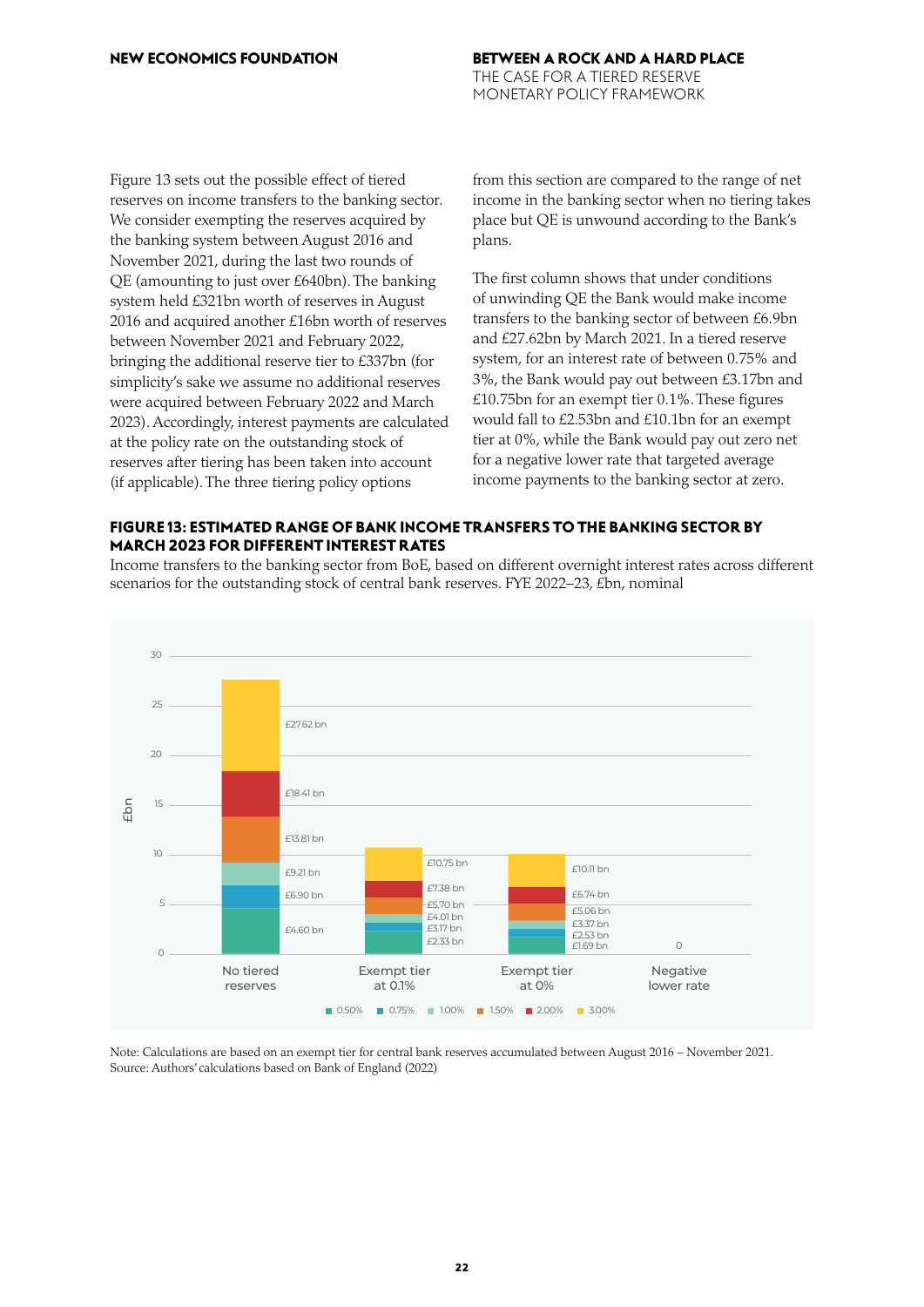Figure 13 sets out the possible effect of tiered reserves on income transfers to the banking sector. We consider exempting the reserves acquired by the banking system between August 2016 and November 2021, during the last two rounds of QE (amounting to just over £640bn). The banking system held £321bn worth of reserves in August 2016 and acquired another £16bn worth of reserves between November 2021 and February 2022, bringing the additional reserve tier to £337bn (for simplicity's sake we assume no additional reserves were acquired between February 2022 and March 2023). Accordingly, interest payments are calculated at the policy rate on the outstanding stock of reserves after tiering has been taken into account (if applicable). The three tiering policy options from this section are compared to the range of net income in the banking sector when no tiering takes place but QE is unwound according to the Bank's plans.

The first column shows that under conditions of unwinding QE the Bank would make income transfers to the banking sector of between £6.9bn and £27.62bn by March 2021. In a tiered reserve system, for an interest rate of between 0.75% and 3%, the Bank would pay out between £3.17bn and £10.75bn for an exempt tier 0.1%. These figures would fall to £2.53bn and £10.1bn for an exempt tier at 0%, while the Bank would pay out zero net for a negative lower rate that targeted average income payments to the banking sector at zero.

**FIGURE 13: ESTIMATED RANGE OF BANK INCOME TRANSFERS TO THE BANKING SECTOR BY MARCH 2023 FOR DIFFERENT INTEREST RATES**

Income transfers to the banking sector from BoE, based on different overnight interest rates across different scenarios for the outstanding stock of central bank reserves. FYE 2022–23, £bn, nominal

| Interest rate | No tiered reserves | Exempt tier at 0.1% | Exempt tier at 0% | Negative lower rate |
|---|---|---|---|---|
| 0.50% | £4.60 bn | £2.33 bn | £1.69 bn | 0 |
| 0.75% | £6.90 bn | £3.17 bn | £2.53 bn | 0 |
| 1.00% | £9.21 bn | £4.01 bn | £3.37 bn | 0 |
| 1.50% | £13.81 bn | £5.70 bn | £5.06 bn | 0 |
| 2.00% | £18.41 bn | £7.38 bn | £6.74 bn | 0 |
| 3.00% | £27.62 bn | £10.75 bn | £10.11 bn | 0 |

Note: Calculations are based on an exempt tier for central bank reserves accumulated between August 2016 – November 2021.
Source: Authors' calculations based on Bank of England (2022)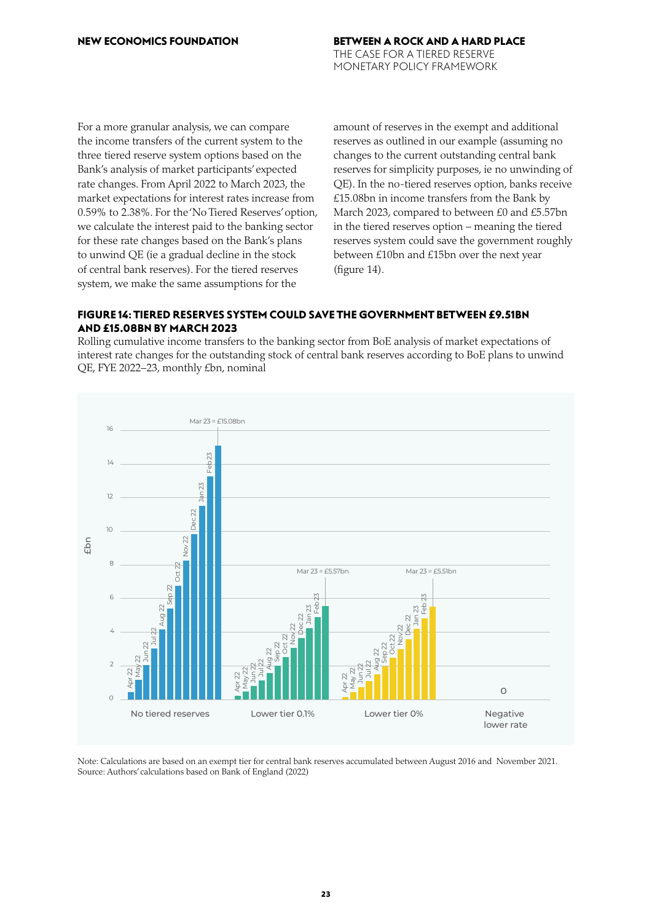For a more granular analysis, we can compare the income transfers of the current system to the three tiered reserve system options based on the Bank's analysis of market participants' expected rate changes. From April 2022 to March 2023, the market expectations for interest rates increase from 0.59% to 2.38%. For the 'No Tiered Reserves' option, we calculate the interest paid to the banking sector for these rate changes based on the Bank's plans to unwind QE (ie a gradual decline in the stock of central bank reserves). For the tiered reserves system, we make the same assumptions for the amount of reserves in the exempt and additional reserves as outlined in our example (assuming no changes to the current outstanding central bank reserves for simplicity purposes, ie no unwinding of QE). In the no-tiered reserves option, banks receive £15.08bn in income transfers from the Bank by March 2023, compared to between £0 and £5.57bn in the tiered reserves option – meaning the tiered reserves system could save the government roughly between £10bn and £15bn over the next year (figure 14).

#### FIGURE 14: TIERED RESERVES SYSTEM COULD SAVE THE GOVERNMENT BETWEEN £9.51BN AND £15.08BN BY MARCH 2023

Rolling cumulative income transfers to the banking sector from BoE analysis of market expectations of interest rate changes for the outstanding stock of central bank reserves according to BoE plans to unwind QE, FYE 2022–23, monthly £bn, nominal

Note: Calculations are based on an exempt tier for central bank reserves accumulated between August 2016 and November 2021.
Source: Authors' calculations based on Bank of England (2022)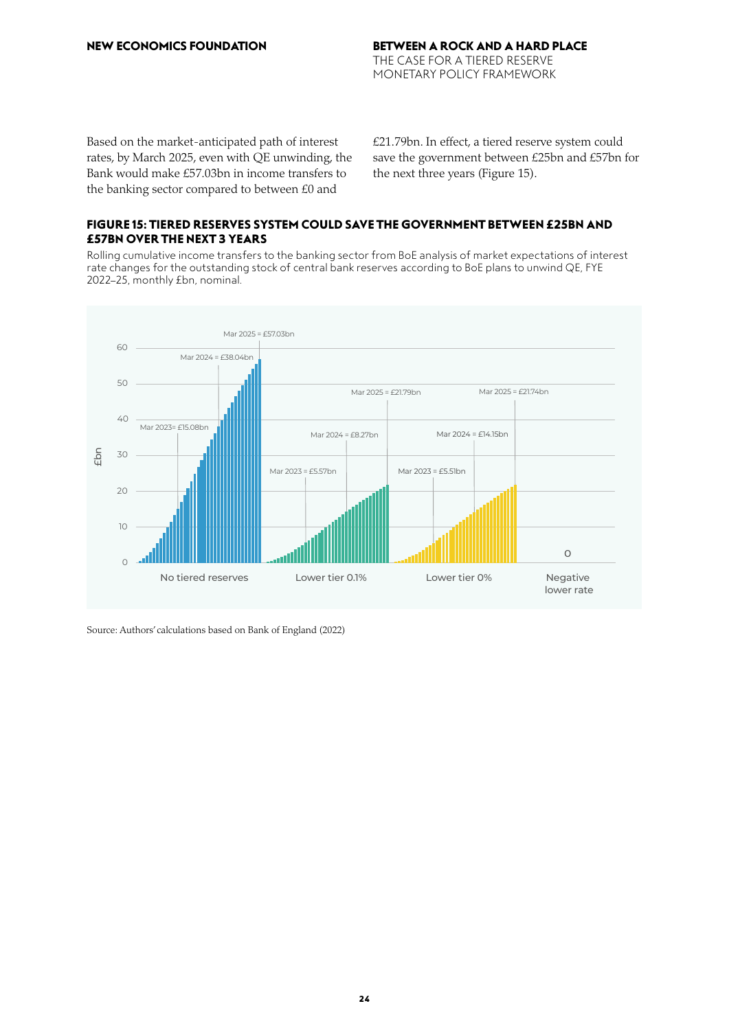Based on the market-anticipated path of interest rates, by March 2025, even with QE unwinding, the Bank would make £57.03bn in income transfers to the banking sector compared to between £0 and £21.79bn. In effect, a tiered reserve system could save the government between £25bn and £57bn for the next three years (Figure 15).

#### FIGURE 15: TIERED RESERVES SYSTEM COULD SAVE THE GOVERNMENT BETWEEN £25BN AND £57BN OVER THE NEXT 3 YEARS

Rolling cumulative income transfers to the banking sector from BoE analysis of market expectations of interest rate changes for the outstanding stock of central bank reserves according to BoE plans to unwind QE, FYE 2022–25, monthly £bn, nominal.

| | Mar 2023 | Mar 2024 | Mar 2025 |
|---|---|---|---|
| No tiered reserves | £15.08bn | £38.04bn | £57.03bn |
| Lower tier 0.1% | £5.57bn | £8.27bn | £21.79bn |
| Lower tier 0% | £5.51bn | £14.15bn | £21.74bn |
| Negative lower rate | | | 0 |

Source: Authors' calculations based on Bank of England (2022)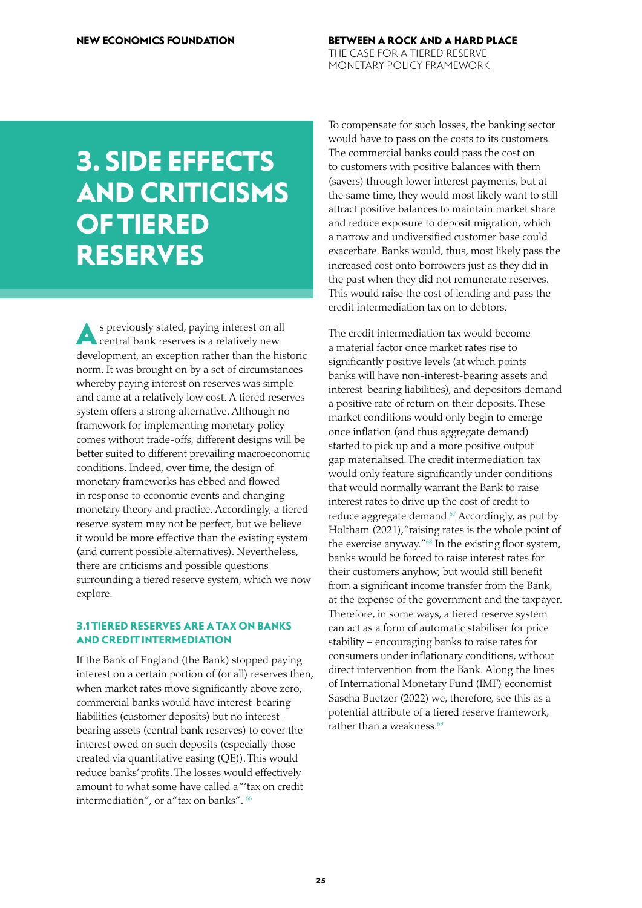# 3. SIDE EFFECTS AND CRITICISMS OF TIERED RESERVES

As previously stated, paying interest on all central bank reserves is a relatively new development, an exception rather than the historic norm. It was brought on by a set of circumstances whereby paying interest on reserves was simple and came at a relatively low cost. A tiered reserves system offers a strong alternative. Although no framework for implementing monetary policy comes without trade-offs, different designs will be better suited to different prevailing macroeconomic conditions. Indeed, over time, the design of monetary frameworks has ebbed and flowed in response to economic events and changing monetary theory and practice. Accordingly, a tiered reserve system may not be perfect, but we believe it would be more effective than the existing system (and current possible alternatives). Nevertheless, there are criticisms and possible questions surrounding a tiered reserve system, which we now explore.

## 3.1 TIERED RESERVES ARE A TAX ON BANKS AND CREDIT INTERMEDIATION

If the Bank of England (the Bank) stopped paying interest on a certain portion of (or all) reserves then, when market rates move significantly above zero, commercial banks would have interest-bearing liabilities (customer deposits) but no interest-bearing assets (central bank reserves) to cover the interest owed on such deposits (especially those created via quantitative easing (QE)). This would reduce banks' profits. The losses would effectively amount to what some have called a "'tax on credit intermediation", or a "tax on banks". [66]

To compensate for such losses, the banking sector would have to pass on the costs to its customers. The commercial banks could pass the cost on to customers with positive balances with them (savers) through lower interest payments, but at the same time, they would most likely want to still attract positive balances to maintain market share and reduce exposure to deposit migration, which a narrow and undiversified customer base could exacerbate. Banks would, thus, most likely pass the increased cost onto borrowers just as they did in the past when they did not remunerate reserves. This would raise the cost of lending and pass the credit intermediation tax on to debtors.

The credit intermediation tax would become a material factor once market rates rise to significantly positive levels (at which points banks will have non-interest-bearing assets and interest-bearing liabilities), and depositors demand a positive rate of return on their deposits. These market conditions would only begin to emerge once inflation (and thus aggregate demand) started to pick up and a more positive output gap materialised. The credit intermediation tax would only feature significantly under conditions that would normally warrant the Bank to raise interest rates to drive up the cost of credit to reduce aggregate demand.[67] Accordingly, as put by Holtham (2021), "raising rates is the whole point of the exercise anyway."[68] In the existing floor system, banks would be forced to raise interest rates for their customers anyhow, but would still benefit from a significant income transfer from the Bank, at the expense of the government and the taxpayer. Therefore, in some ways, a tiered reserve system can act as a form of automatic stabiliser for price stability – encouraging banks to raise rates for consumers under inflationary conditions, without direct intervention from the Bank. Along the lines of International Monetary Fund (IMF) economist Sascha Buetzer (2022) we, therefore, see this as a potential attribute of a tiered reserve framework, rather than a weakness.[69]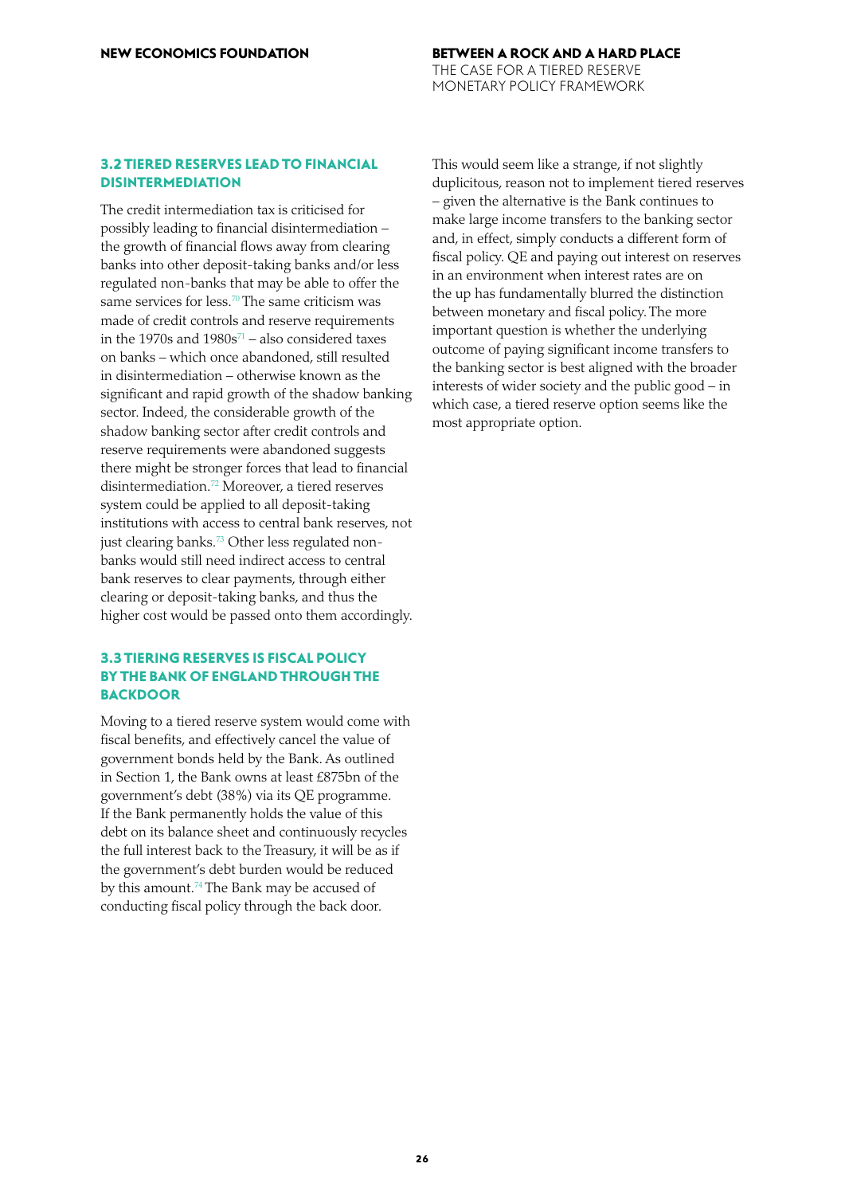### 3.2 TIERED RESERVES LEAD TO FINANCIAL DISINTERMEDIATION

The credit intermediation tax is criticised for possibly leading to financial disintermediation – the growth of financial flows away from clearing banks into other deposit-taking banks and/or less regulated non-banks that may be able to offer the same services for less.[70] The same criticism was made of credit controls and reserve requirements in the 1970s and 1980s[71] – also considered taxes on banks – which once abandoned, still resulted in disintermediation – otherwise known as the significant and rapid growth of the shadow banking sector. Indeed, the considerable growth of the shadow banking sector after credit controls and reserve requirements were abandoned suggests there might be stronger forces that lead to financial disintermediation.[72] Moreover, a tiered reserves system could be applied to all deposit-taking institutions with access to central bank reserves, not just clearing banks.[73] Other less regulated non-banks would still need indirect access to central bank reserves to clear payments, through either clearing or deposit-taking banks, and thus the higher cost would be passed onto them accordingly.

### 3.3 TIERING RESERVES IS FISCAL POLICY BY THE BANK OF ENGLAND THROUGH THE BACKDOOR

Moving to a tiered reserve system would come with fiscal benefits, and effectively cancel the value of government bonds held by the Bank. As outlined in Section 1, the Bank owns at least £875bn of the government's debt (38%) via its QE programme. If the Bank permanently holds the value of this debt on its balance sheet and continuously recycles the full interest back to the Treasury, it will be as if the government's debt burden would be reduced by this amount.[74] The Bank may be accused of conducting fiscal policy through the back door.

This would seem like a strange, if not slightly duplicitous, reason not to implement tiered reserves – given the alternative is the Bank continues to make large income transfers to the banking sector and, in effect, simply conducts a different form of fiscal policy. QE and paying out interest on reserves in an environment when interest rates are on the up has fundamentally blurred the distinction between monetary and fiscal policy. The more important question is whether the underlying outcome of paying significant income transfers to the banking sector is best aligned with the broader interests of wider society and the public good – in which case, a tiered reserve option seems like the most appropriate option.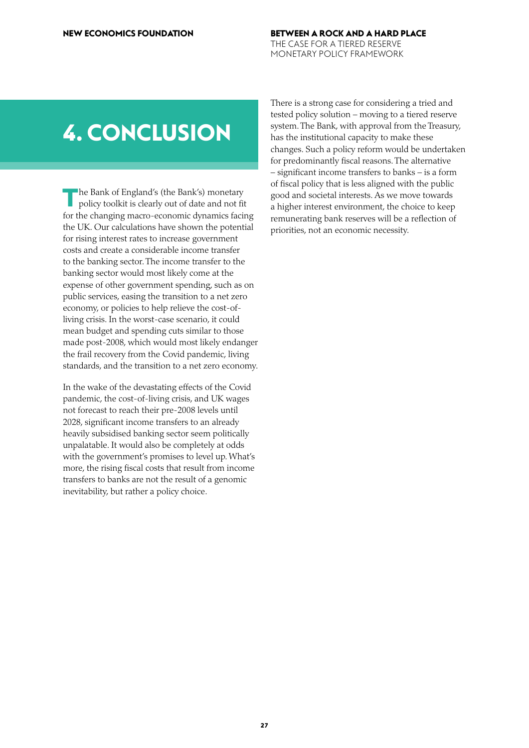# 4. CONCLUSION

The Bank of England's (the Bank's) monetary policy toolkit is clearly out of date and not fit for the changing macro-economic dynamics facing the UK. Our calculations have shown the potential for rising interest rates to increase government costs and create a considerable income transfer to the banking sector. The income transfer to the banking sector would most likely come at the expense of other government spending, such as on public services, easing the transition to a net zero economy, or policies to help relieve the cost-of-living crisis. In the worst-case scenario, it could mean budget and spending cuts similar to those made post-2008, which would most likely endanger the frail recovery from the Covid pandemic, living standards, and the transition to a net zero economy.

In the wake of the devastating effects of the Covid pandemic, the cost-of-living crisis, and UK wages not forecast to reach their pre-2008 levels until 2028, significant income transfers to an already heavily subsidised banking sector seem politically unpalatable. It would also be completely at odds with the government's promises to level up. What's more, the rising fiscal costs that result from income transfers to banks are not the result of a genomic inevitability, but rather a policy choice.

There is a strong case for considering a tried and tested policy solution – moving to a tiered reserve system. The Bank, with approval from the Treasury, has the institutional capacity to make these changes. Such a policy reform would be undertaken for predominantly fiscal reasons. The alternative – significant income transfers to banks – is a form of fiscal policy that is less aligned with the public good and societal interests. As we move towards a higher interest environment, the choice to keep remunerating bank reserves will be a reflection of priorities, not an economic necessity.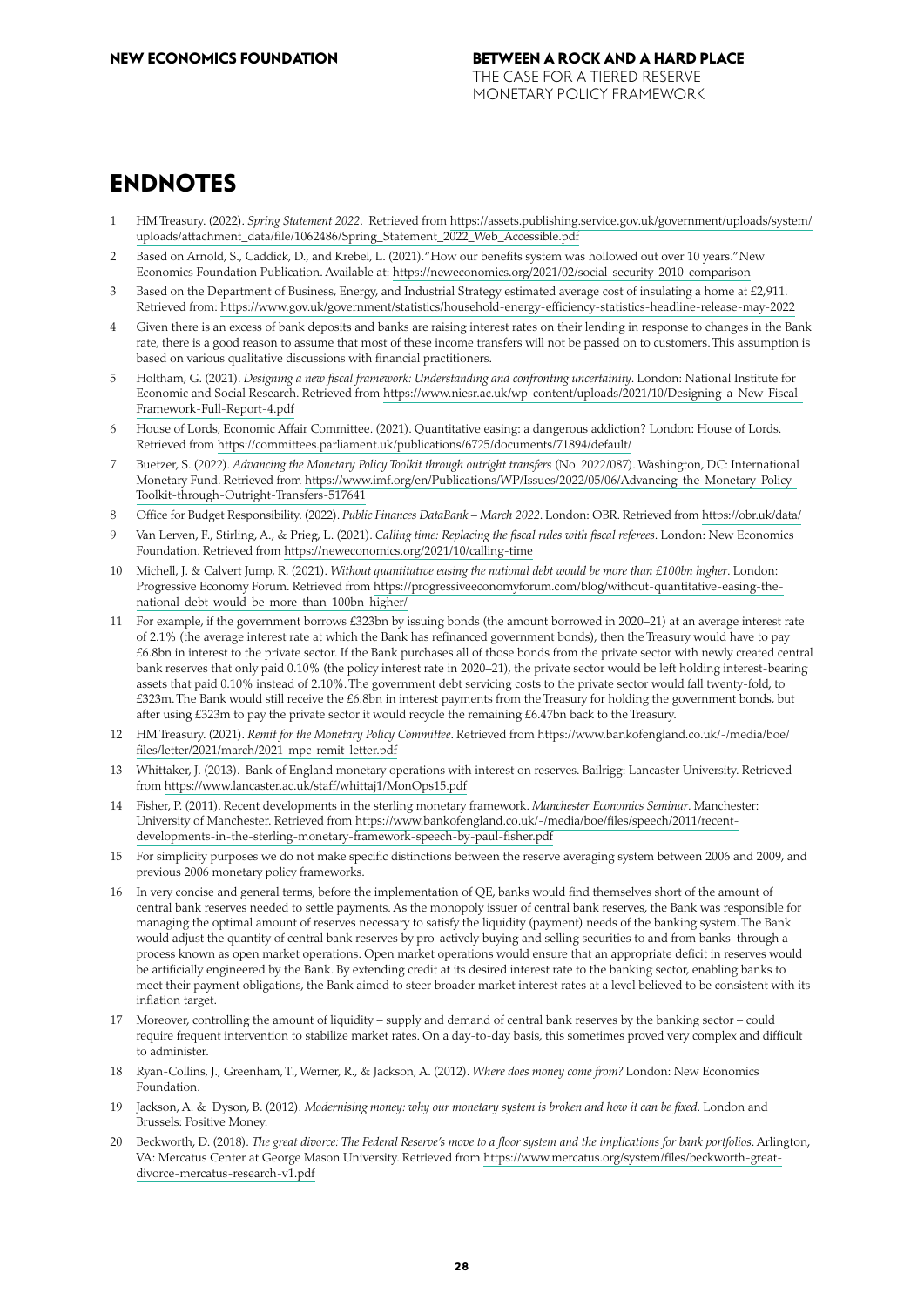# ENDNOTES

1. HM Treasury. (2022). *Spring Statement 2022*. Retrieved from https://assets.publishing.service.gov.uk/government/uploads/system/uploads/attachment_data/file/1062486/Spring_Statement_2022_Web_Accessible.pdf
2. Based on Arnold, S., Caddick, D., and Krebel, L. (2021)."How our benefits system was hollowed out over 10 years."New Economics Foundation Publication. Available at: https://neweconomics.org/2021/02/social-security-2010-comparison
3. Based on the Department of Business, Energy, and Industrial Strategy estimated average cost of insulating a home at £2,911. Retrieved from: https://www.gov.uk/government/statistics/household-energy-efficiency-statistics-headline-release-may-2022
4. Given there is an excess of bank deposits and banks are raising interest rates on their lending in response to changes in the Bank rate, there is a good reason to assume that most of these income transfers will not be passed on to customers. This assumption is based on various qualitative discussions with financial practitioners.
5. Holtham, G. (2021). *Designing a new fiscal framework: Understanding and confronting uncertainty*. London: National Institute for Economic and Social Research. Retrieved from https://www.niesr.ac.uk/wp-content/uploads/2021/10/Designing-a-New-Fiscal-Framework-Full-Report-4.pdf
6. House of Lords, Economic Affair Committee. (2021). Quantitative easing: a dangerous addiction? London: House of Lords. Retrieved from https://committees.parliament.uk/publications/6725/documents/71894/default/
7. Buetzer, S. (2022). *Advancing the Monetary Policy Toolkit through outright transfers* (No. 2022/087). Washington, DC: International Monetary Fund. Retrieved from https://www.imf.org/en/Publications/WP/Issues/2022/05/06/Advancing-the-Monetary-Policy-Toolkit-through-Outright-Transfers-517641
8. Office for Budget Responsibility. (2022). *Public Finances DataBank – March 2022*. London: OBR. Retrieved from https://obr.uk/data/
9. Van Lerven, F., Stirling, A., & Prieg, L. (2021). *Calling time: Replacing the fiscal rules with fiscal referees*. London: New Economics Foundation. Retrieved from https://neweconomics.org/2021/10/calling-time
10. Michell, J. & Calvert Jump, R. (2021). *Without quantitative easing the national debt would be more than £100bn higher*. London: Progressive Economy Forum. Retrieved from https://progressiveeconomyforum.com/blog/without-quantitative-easing-the-national-debt-would-be-more-than-100bn-higher/
11. For example, if the government borrows £323bn by issuing bonds (the amount borrowed in 2020–21) at an average interest rate of 2.1% (the average interest rate at which the Bank has refinanced government bonds), then the Treasury would have to pay £6.8bn in interest to the private sector. If the Bank purchases all of those bonds from the private sector with newly created central bank reserves that only paid 0.10% (the policy interest rate in 2020–21), the private sector would be left holding interest-bearing assets that paid 0.10% instead of 2.10%. The government debt servicing costs to the private sector would fall twenty-fold, to £323m. The Bank would still receive the £6.8bn in interest payments from the Treasury for holding the government bonds, but after using £323m to pay the private sector it would recycle the remaining £6.47bn back to the Treasury.
12. HM Treasury. (2021). *Remit for the Monetary Policy Committee*. Retrieved from https://www.bankofengland.co.uk/-/media/boe/files/letter/2021/march/2021-mpc-remit-letter.pdf
13. Whittaker, J. (2013). Bank of England monetary operations with interest on reserves. Bailrigg: Lancaster University. Retrieved from https://www.lancaster.ac.uk/staff/whittaj1/MonOps15.pdf
14. Fisher, P. (2011). Recent developments in the sterling monetary framework. *Manchester Economics Seminar*. Manchester: University of Manchester. Retrieved from https://www.bankofengland.co.uk/-/media/boe/files/speech/2011/recent-developments-in-the-sterling-monetary-framework-speech-by-paul-fisher.pdf
15. For simplicity purposes we do not make specific distinctions between the reserve averaging system between 2006 and 2009, and previous 2006 monetary policy frameworks.
16. In very concise and general terms, before the implementation of QE, banks would find themselves short of the amount of central bank reserves needed to settle payments. As the monopoly issuer of central bank reserves, the Bank was responsible for managing the optimal amount of reserves necessary to satisfy the liquidity (payment) needs of the banking system. The Bank would adjust the quantity of central bank reserves by pro-actively buying and selling securities to and from banks through a process known as open market operations. Open market operations would ensure that an appropriate deficit in reserves would be artificially engineered by the Bank. By extending credit at its desired interest rate to the banking sector, enabling banks to meet their payment obligations, the Bank aimed to steer broader market interest rates at a level believed to be consistent with its inflation target.
17. Moreover, controlling the amount of liquidity – supply and demand of central bank reserves by the banking sector – could require frequent intervention to stabilize market rates. On a day-to-day basis, this sometimes proved very complex and difficult to administer.
18. Ryan-Collins, J., Greenham, T., Werner, R., & Jackson, A. (2012). *Where does money come from?* London: New Economics Foundation.
19. Jackson, A. & Dyson, B. (2012). *Modernising money: why our monetary system is broken and how it can be fixed*. London and Brussels: Positive Money.
20. Beckworth, D. (2018). *The great divorce: The Federal Reserve's move to a floor system and the implications for bank portfolios*. Arlington, VA: Mercatus Center at George Mason University. Retrieved from https://www.mercatus.org/system/files/beckworth-great-divorce-mercatus-research-v1.pdf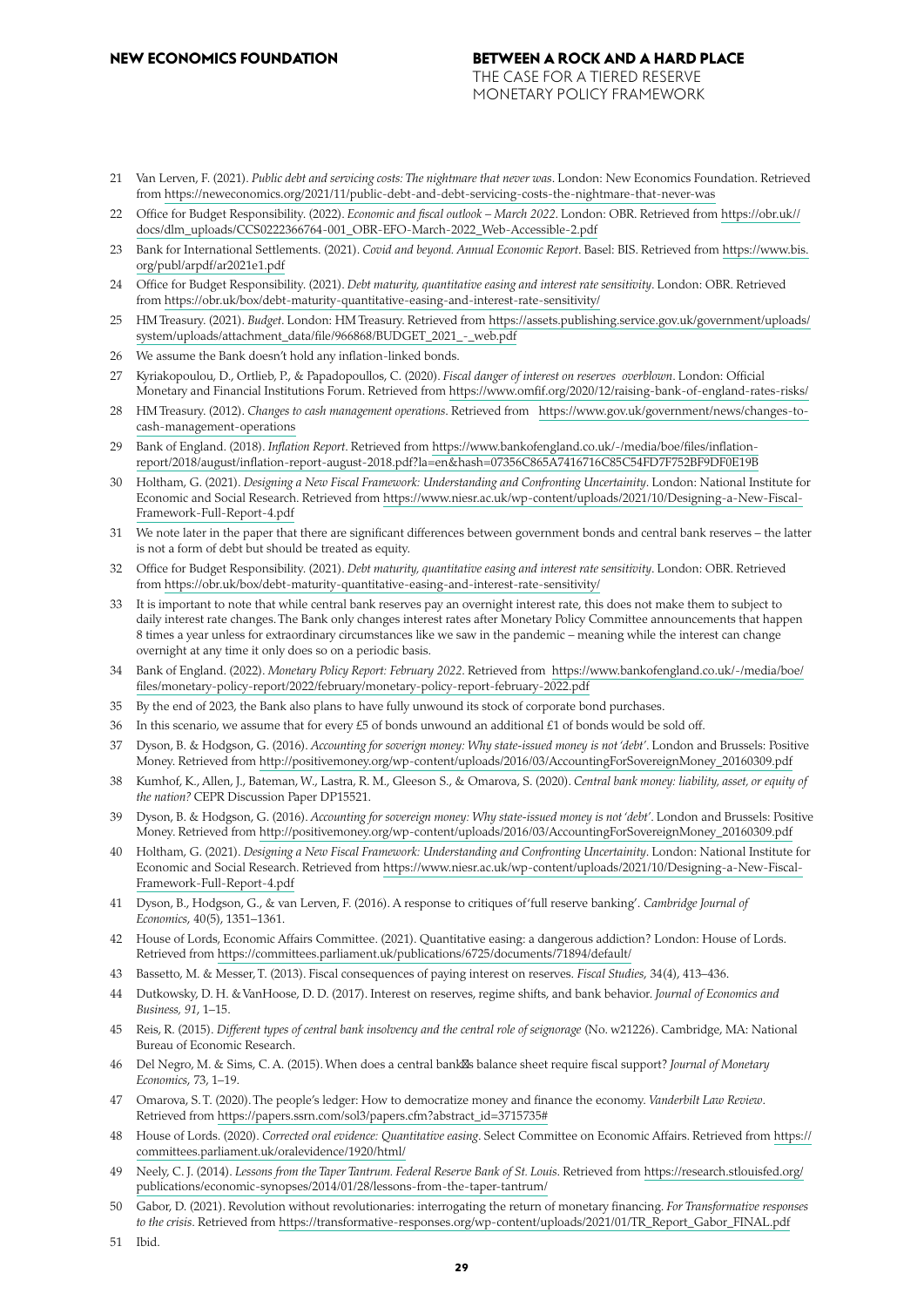21 Van Lerven, F. (2021). *Public debt and servicing costs: The nightmare that never was*. London: New Economics Foundation. Retrieved from https://neweconomics.org/2021/11/public-debt-and-debt-servicing-costs-the-nightmare-that-never-was

22 Office for Budget Responsibility. (2022). *Economic and fiscal outlook – March 2022*. London: OBR. Retrieved from https://obr.uk//docs/dlm_uploads/CCS0222366764-001_OBR-EFO-March-2022_Web-Accessible-2.pdf

23 Bank for International Settlements. (2021). *Covid and beyond. Annual Economic Report*. Basel: BIS. Retrieved from https://www.bis.org/publ/arpdf/ar2021e1.pdf

24 Office for Budget Responsibility. (2021). *Debt maturity, quantitative easing and interest rate sensitivity*. London: OBR. Retrieved from https://obr.uk/box/debt-maturity-quantitative-easing-and-interest-rate-sensitivity/

25 HM Treasury. (2021). *Budget*. London: HM Treasury. Retrieved from https://assets.publishing.service.gov.uk/government/uploads/system/uploads/attachment_data/file/966868/BUDGET_2021_-_web.pdf

26 We assume the Bank doesn't hold any inflation-linked bonds.

27 Kyriakopoulou, D., Ortlieb, P., & Papadopoullos, C. (2020). *Fiscal danger of interest on reserves overblown*. London: Official Monetary and Financial Institutions Forum. Retrieved from https://www.omfif.org/2020/12/raising-bank-of-england-rates-risks/

28 HM Treasury. (2012). *Changes to cash management operations*. Retrieved from https://www.gov.uk/government/news/changes-to-cash-management-operations

29 Bank of England. (2018). *Inflation Report*. Retrieved from https://www.bankofengland.co.uk/-/media/boe/files/inflation-report/2018/august/inflation-report-august-2018.pdf?la=en&hash=07356C865A7416716C85C54FD7F752BF9DF0E19B

30 Holtham, G. (2021). *Designing a New Fiscal Framework: Understanding and Confronting Uncertainity*. London: National Institute for Economic and Social Research. Retrieved from https://www.niesr.ac.uk/wp-content/uploads/2021/10/Designing-a-New-Fiscal-Framework-Full-Report-4.pdf

31 We note later in the paper that there are significant differences between government bonds and central bank reserves – the latter is not a form of debt but should be treated as equity.

32 Office for Budget Responsibility. (2021). *Debt maturity, quantitative easing and interest rate sensitivity*. London: OBR. Retrieved from https://obr.uk/box/debt-maturity-quantitative-easing-and-interest-rate-sensitivity/

33 It is important to note that while central bank reserves pay an overnight interest rate, this does not make them to subject to daily interest rate changes. The Bank only changes interest rates after Monetary Policy Committee announcements that happen 8 times a year unless for extraordinary circumstances like we saw in the pandemic – meaning while the interest can change overnight at any time it only does so on a periodic basis.

34 Bank of England. (2022). *Monetary Policy Report: February 2022*. Retrieved from https://www.bankofengland.co.uk/-/media/boe/files/monetary-policy-report/2022/february/monetary-policy-report-february-2022.pdf

35 By the end of 2023, the Bank also plans to have fully unwound its stock of corporate bond purchases.

36 In this scenario, we assume that for every £5 of bonds unwound an additional £1 of bonds would be sold off.

37 Dyson, B. & Hodgson, G. (2016). *Accounting for soverign money: Why state-issued money is not 'debt'*. London and Brussels: Positive Money. Retrieved from http://positivemoney.org/wp-content/uploads/2016/03/AccountingForSovereignMoney_20160309.pdf

38 Kumhof, K., Allen, J., Bateman, W., Lastra, R. M., Gleeson S., & Omarova, S. (2020). *Central bank money: liability, asset, or equity of the nation?* CEPR Discussion Paper DP15521.

39 Dyson, B. & Hodgson, G. (2016). *Accounting for sovereign money: Why state-issued money is not 'debt'*. London and Brussels: Positive Money. Retrieved from http://positivemoney.org/wp-content/uploads/2016/03/AccountingForSovereignMoney_20160309.pdf

40 Holtham, G. (2021). *Designing a New Fiscal Framework: Understanding and Confronting Uncertainity*. London: National Institute for Economic and Social Research. Retrieved from https://www.niesr.ac.uk/wp-content/uploads/2021/10/Designing-a-New-Fiscal-Framework-Full-Report-4.pdf

41 Dyson, B., Hodgson, G., & van Lerven, F. (2016). A response to critiques of 'full reserve banking'. *Cambridge Journal of Economics*, 40(5), 1351–1361.

42 House of Lords, Economic Affairs Committee. (2021). Quantitative easing: a dangerous addiction? London: House of Lords. Retrieved from https://committees.parliament.uk/publications/6725/documents/71894/default/

43 Bassetto, M. & Messer, T. (2013). Fiscal consequences of paying interest on reserves. *Fiscal Studies*, 34(4), 413–436.

44 Dutkowsky, D. H. & VanHoose, D. D. (2017). Interest on reserves, regime shifts, and bank behavior. *Journal of Economics and Business, 91*, 1–15.

45 Reis, R. (2015). *Different types of central bank insolvency and the central role of seignorage* (No. w21226). Cambridge, MA: National Bureau of Economic Research.

46 Del Negro, M. & Sims, C. A. (2015). When does a central bank's balance sheet require fiscal support? *Journal of Monetary Economics*, 73, 1–19.

47 Omarova, S. T. (2020). The people's ledger: How to democratize money and finance the economy. *Vanderbilt Law Review*. Retrieved from https://papers.ssrn.com/sol3/papers.cfm?abstract_id=3715735#

48 House of Lords. (2020). *Corrected oral evidence: Quantitative easing*. Select Committee on Economic Affairs. Retrieved from https://committees.parliament.uk/oralevidence/1920/html/

49 Neely, C. J. (2014). *Lessons from the Taper Tantrum. Federal Reserve Bank of St. Louis*. Retrieved from https://research.stlouisfed.org/publications/economic-synopses/2014/01/28/lessons-from-the-taper-tantrum/

50 Gabor, D. (2021). Revolution without revolutionaries: interrogating the return of monetary financing. *For Transformative responses to the crisis*. Retrieved from https://transformative-responses.org/wp-content/uploads/2021/01/TR_Report_Gabor_FINAL.pdf

51 Ibid.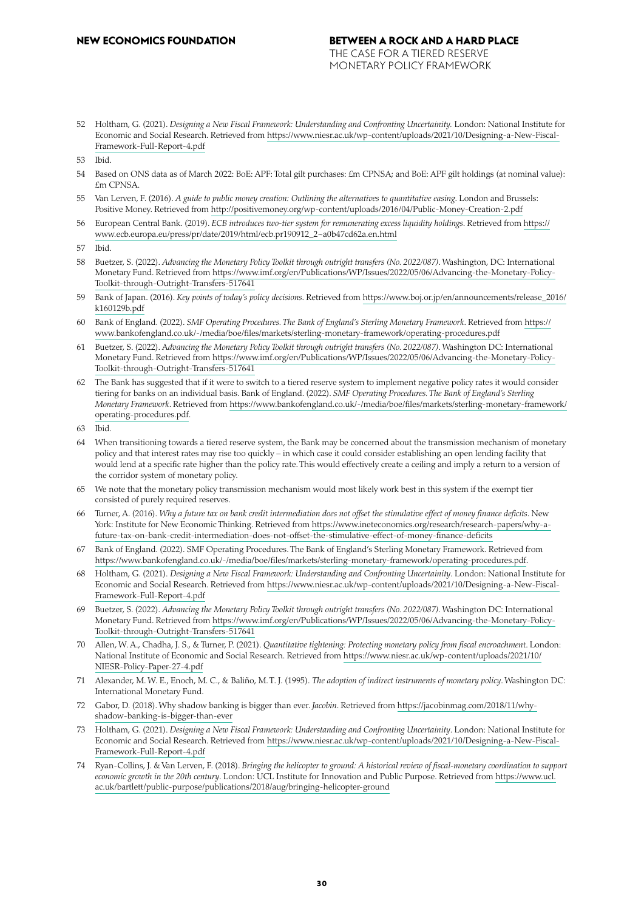52 Holtham, G. (2021). *Designing a New Fiscal Framework: Understanding and Confronting Uncertainty.* London: National Institute for Economic and Social Research. Retrieved from https://www.niesr.ac.uk/wp-content/uploads/2021/10/Designing-a-New-Fiscal-Framework-Full-Report-4.pdf

53 Ibid.

54 Based on ONS data as of March 2022: BoE: APF: Total gilt purchases: £m CPNSA; and BoE: APF gilt holdings (at nominal value): £m CPNSA.

55 Van Lerven, F. (2016). *A guide to public money creation: Outlining the alternatives to quantitative easing*. London and Brussels: Positive Money. Retrieved from http://positivemoney.org/wp-content/uploads/2016/04/Public-Money-Creation-2.pdf

56 European Central Bank. (2019). *ECB introduces two-tier system for remunerating excess liquidity holdings*. Retrieved from https://www.ecb.europa.eu/press/pr/date/2019/html/ecb.pr190912_2~a0b47cd62a.en.html

57 Ibid.

58 Buetzer, S. (2022). *Advancing the Monetary Policy Toolkit through outright transfers (No. 2022/087)*. Washington, DC: International Monetary Fund. Retrieved from https://www.imf.org/en/Publications/WP/Issues/2022/05/06/Advancing-the-Monetary-Policy-Toolkit-through-Outright-Transfers-517641

59 Bank of Japan. (2016). *Key points of today's policy decisions*. Retrieved from https://www.boj.or.jp/en/announcements/release_2016/k160129b.pdf

60 Bank of England. (2022). *SMF Operating Procedures. The Bank of England's Sterling Monetary Framework*. Retrieved from https://www.bankofengland.co.uk/-/media/boe/files/markets/sterling-monetary-framework/operating-procedures.pdf

61 Buetzer, S. (2022). *Advancing the Monetary Policy Toolkit through outright transfers (No. 2022/087)*. Washington DC: International Monetary Fund. Retrieved from https://www.imf.org/en/Publications/WP/Issues/2022/05/06/Advancing-the-Monetary-Policy-Toolkit-through-Outright-Transfers-517641

62 The Bank has suggested that if it were to switch to a tiered reserve system to implement negative policy rates it would consider tiering for banks on an individual basis. Bank of England. (2022). *SMF Operating Procedures. The Bank of England's Sterling Monetary Framework*. Retrieved from https://www.bankofengland.co.uk/-/media/boe/files/markets/sterling-monetary-framework/operating-procedures.pdf.

63 Ibid.

64 When transitioning towards a tiered reserve system, the Bank may be concerned about the transmission mechanism of monetary policy and that interest rates may rise too quickly – in which case it could consider establishing an open lending facility that would lend at a specific rate higher than the policy rate. This would effectively create a ceiling and imply a return to a version of the corridor system of monetary policy.

65 We note that the monetary policy transmission mechanism would most likely work best in this system if the exempt tier consisted of purely required reserves.

66 Turner, A. (2016). *Why a future tax on bank credit intermediation does not offset the stimulative effect of money finance deficits*. New York: Institute for New Economic Thinking. Retrieved from https://www.ineteconomics.org/research/research-papers/why-a-future-tax-on-bank-credit-intermediation-does-not-offset-the-stimulative-effect-of-money-finance-deficits

67 Bank of England. (2022). SMF Operating Procedures. The Bank of England's Sterling Monetary Framework. Retrieved from https://www.bankofengland.co.uk/-/media/boe/files/markets/sterling-monetary-framework/operating-procedures.pdf.

68 Holtham, G. (2021). *Designing a New Fiscal Framework: Understanding and Confronting Uncertainty*. London: National Institute for Economic and Social Research. Retrieved from https://www.niesr.ac.uk/wp-content/uploads/2021/10/Designing-a-New-Fiscal-Framework-Full-Report-4.pdf

69 Buetzer, S. (2022). *Advancing the Monetary Policy Toolkit through outright transfers (No. 2022/087)*. Washington DC: International Monetary Fund. Retrieved from https://www.imf.org/en/Publications/WP/Issues/2022/05/06/Advancing-the-Monetary-Policy-Toolkit-through-Outright-Transfers-517641

70 Allen, W. A., Chadha, J. S., & Turner, P. (2021). *Quantitative tightening: Protecting monetary policy from fiscal encroachment*. London: National Institute of Economic and Social Research. Retrieved from https://www.niesr.ac.uk/wp-content/uploads/2021/10/NIESR-Policy-Paper-27-4.pdf

71 Alexander, M. W. E., Enoch, M. C., & Baliño, M. T. J. (1995). *The adoption of indirect instruments of monetary policy*. Washington DC: International Monetary Fund.

72 Gabor, D. (2018). Why shadow banking is bigger than ever. *Jacobin*. Retrieved from https://jacobinmag.com/2018/11/why-shadow-banking-is-bigger-than-ever

73 Holtham, G. (2021). *Designing a New Fiscal Framework: Understanding and Confronting Uncertainty*. London: National Institute for Economic and Social Research. Retrieved from https://www.niesr.ac.uk/wp-content/uploads/2021/10/Designing-a-New-Fiscal-Framework-Full-Report-4.pdf

74 Ryan-Collins, J. & Van Lerven, F. (2018). *Bringing the helicopter to ground: A historical review of fiscal-monetary coordination to support economic growth in the 20th century*. London: UCL Institute for Innovation and Public Purpose. Retrieved from https://www.ucl.ac.uk/bartlett/public-purpose/publications/2018/aug/bringing-helicopter-ground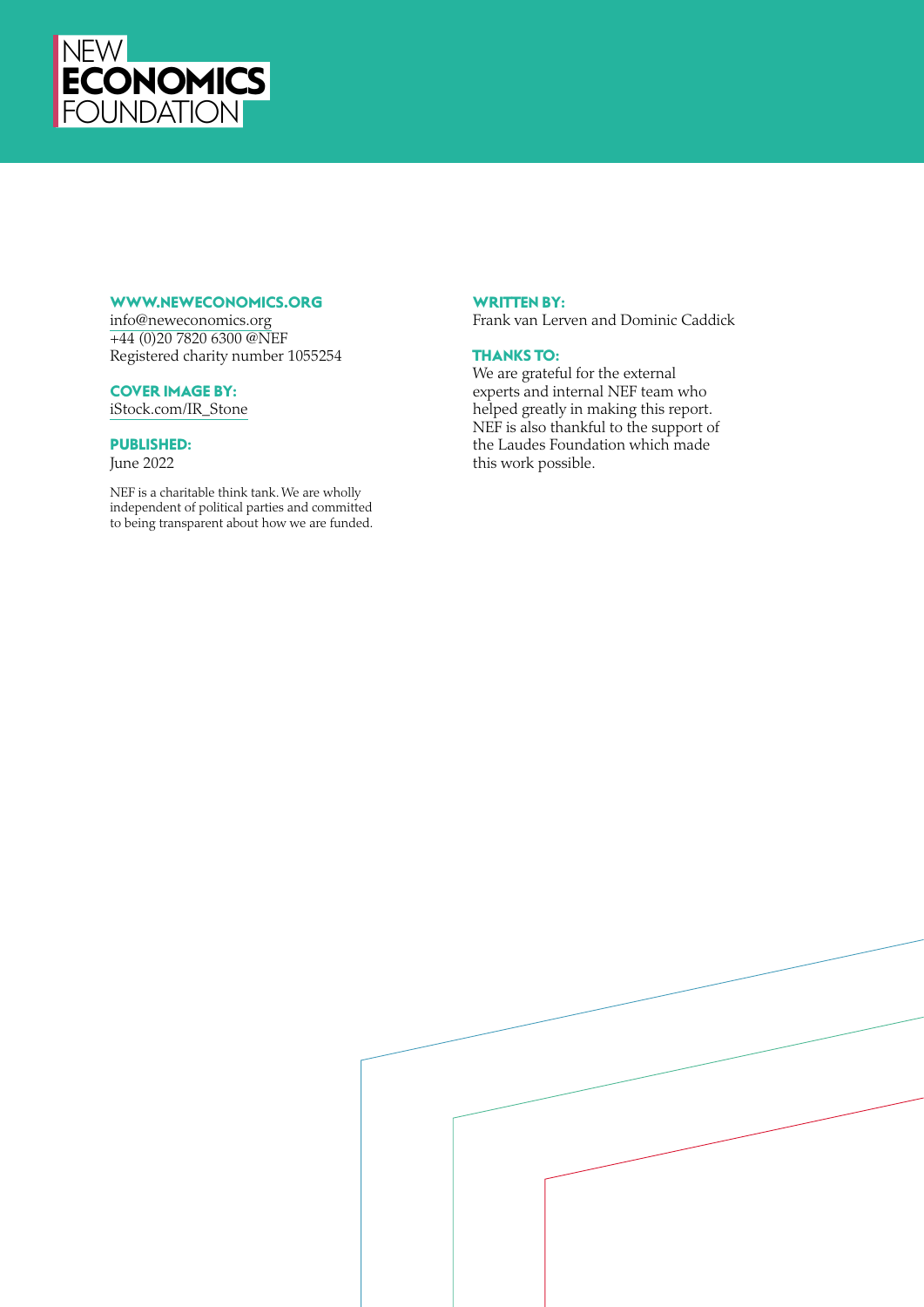NEW
**ECONOMICS**
FOUNDATION

**WWW.NEWECONOMICS.ORG**
info@neweconomics.org
+44 (0)20 7820 6300 @NEF
Registered charity number 1055254

**COVER IMAGE BY:**
iStock.com/IR_Stone

**PUBLISHED:**
June 2022

NEF is a charitable think tank. We are wholly independent of political parties and committed to being transparent about how we are funded.

**WRITTEN BY:**
Frank van Lerven and Dominic Caddick

**THANKS TO:**
We are grateful for the external experts and internal NEF team who helped greatly in making this report. NEF is also thankful to the support of the Laudes Foundation which made this work possible.